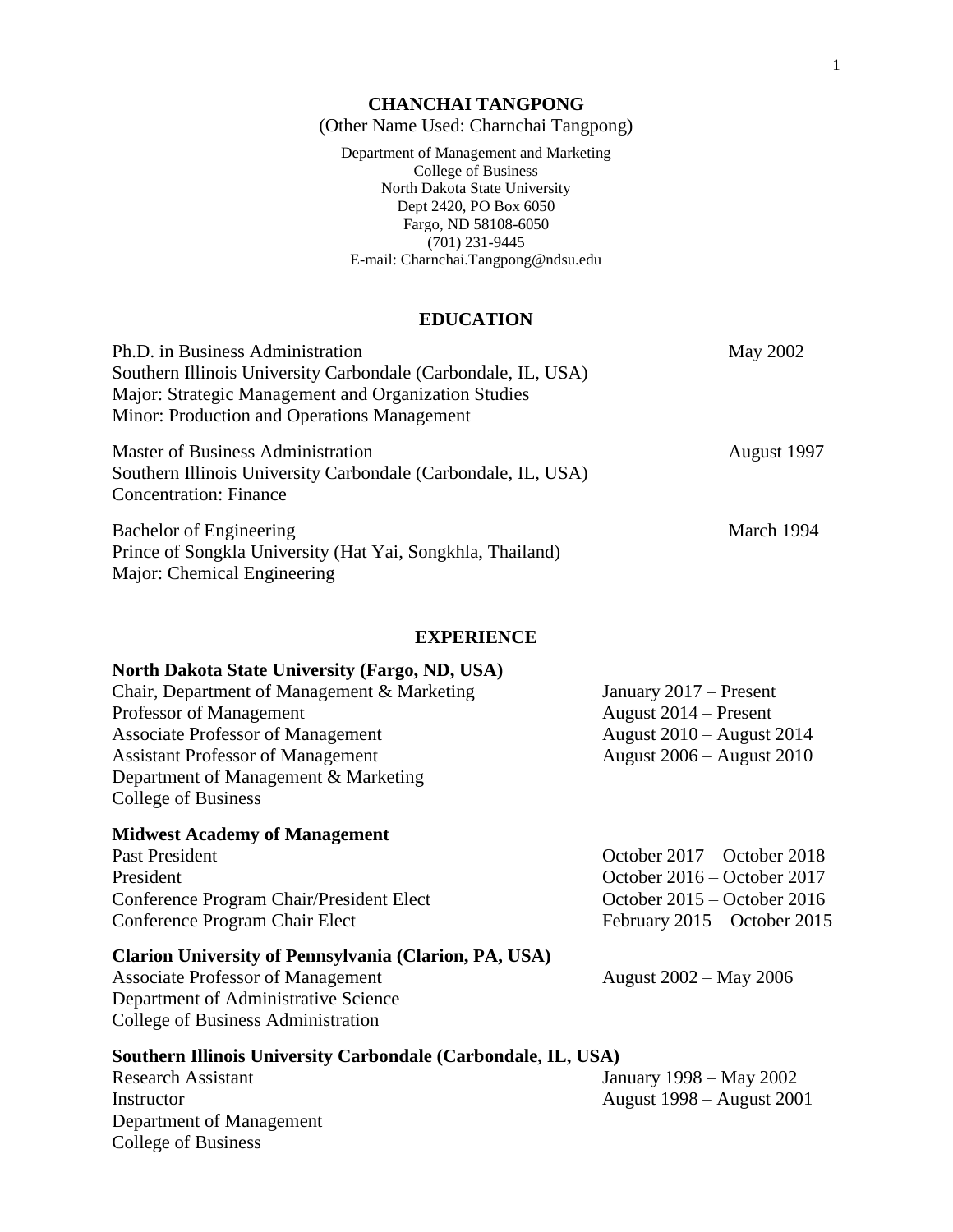# CHANCHAI TANGPONG

(Other Name Used: Charnchai Tangpong)

Department of Management and Marketing
College of Business
North Dakota State University
Dept 2420, PO Box 6050
Fargo, ND 58108-6050
(701) 231-9445
E-mail: Charnchai.Tangpong@ndsu.edu

## EDUCATION

Ph.D. in Business Administration — May 2002
Southern Illinois University Carbondale (Carbondale, IL, USA)
Major: Strategic Management and Organization Studies
Minor: Production and Operations Management

Master of Business Administration — August 1997
Southern Illinois University Carbondale (Carbondale, IL, USA)
Concentration: Finance

Bachelor of Engineering — March 1994
Prince of Songkla University (Hat Yai, Songkhla, Thailand)
Major: Chemical Engineering

## EXPERIENCE

**North Dakota State University (Fargo, ND, USA)**
Chair, Department of Management & Marketing — January 2017 – Present
Professor of Management — August 2014 – Present
Associate Professor of Management — August 2010 – August 2014
Assistant Professor of Management — August 2006 – August 2010
Department of Management & Marketing
College of Business

**Midwest Academy of Management**
Past President — October 2017 – October 2018
President — October 2016 – October 2017
Conference Program Chair/President Elect — October 2015 – October 2016
Conference Program Chair Elect — February 2015 – October 2015

**Clarion University of Pennsylvania (Clarion, PA, USA)**
Associate Professor of Management — August 2002 – May 2006
Department of Administrative Science
College of Business Administration

**Southern Illinois University Carbondale (Carbondale, IL, USA)**
Research Assistant — January 1998 – May 2002
Instructor — August 1998 – August 2001
Department of Management
College of Business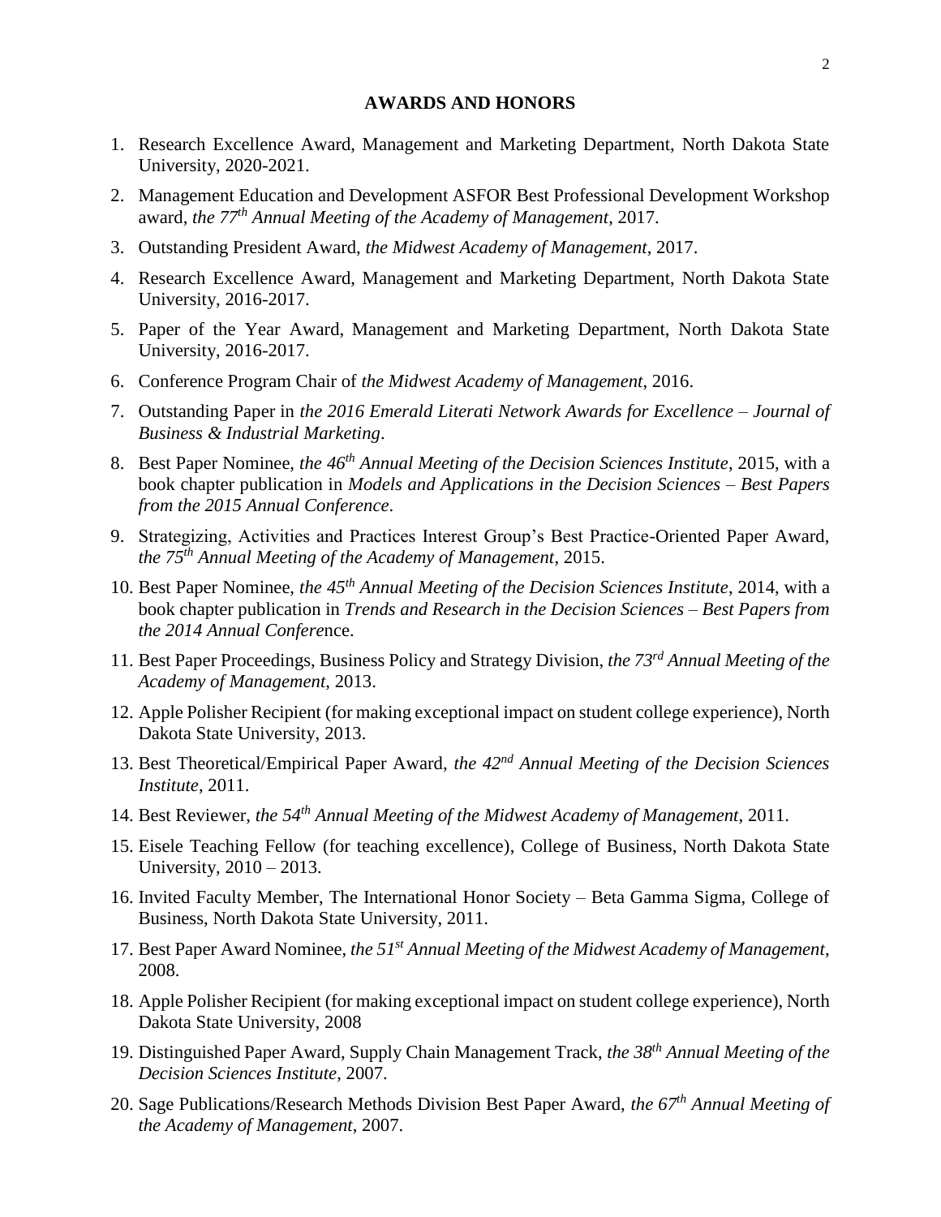## AWARDS AND HONORS

1. Research Excellence Award, Management and Marketing Department, North Dakota State University, 2020-2021.
2. Management Education and Development ASFOR Best Professional Development Workshop award, *the 77th Annual Meeting of the Academy of Management*, 2017.
3. Outstanding President Award, *the Midwest Academy of Management*, 2017.
4. Research Excellence Award, Management and Marketing Department, North Dakota State University, 2016-2017.
5. Paper of the Year Award, Management and Marketing Department, North Dakota State University, 2016-2017.
6. Conference Program Chair of *the Midwest Academy of Management*, 2016.
7. Outstanding Paper in *the 2016 Emerald Literati Network Awards for Excellence – Journal of Business & Industrial Marketing*.
8. Best Paper Nominee, *the 46th Annual Meeting of the Decision Sciences Institute*, 2015, with a book chapter publication in *Models and Applications in the Decision Sciences – Best Papers from the 2015 Annual Conference*.
9. Strategizing, Activities and Practices Interest Group's Best Practice-Oriented Paper Award, *the 75th Annual Meeting of the Academy of Management*, 2015.
10. Best Paper Nominee, *the 45th Annual Meeting of the Decision Sciences Institute*, 2014, with a book chapter publication in *Trends and Research in the Decision Sciences – Best Papers from the 2014 Annual Confere*nce.
11. Best Paper Proceedings, Business Policy and Strategy Division, *the 73rd Annual Meeting of the Academy of Management*, 2013.
12. Apple Polisher Recipient (for making exceptional impact on student college experience), North Dakota State University, 2013.
13. Best Theoretical/Empirical Paper Award, *the 42nd Annual Meeting of the Decision Sciences Institute*, 2011.
14. Best Reviewer, *the 54th Annual Meeting of the Midwest Academy of Management*, 2011.
15. Eisele Teaching Fellow (for teaching excellence), College of Business, North Dakota State University, 2010 – 2013.
16. Invited Faculty Member, The International Honor Society – Beta Gamma Sigma, College of Business, North Dakota State University, 2011.
17. Best Paper Award Nominee, *the 51st Annual Meeting of the Midwest Academy of Management*, 2008.
18. Apple Polisher Recipient (for making exceptional impact on student college experience), North Dakota State University, 2008
19. Distinguished Paper Award, Supply Chain Management Track, *the 38th Annual Meeting of the Decision Sciences Institute*, 2007.
20. Sage Publications/Research Methods Division Best Paper Award, *the 67th Annual Meeting of the Academy of Management*, 2007.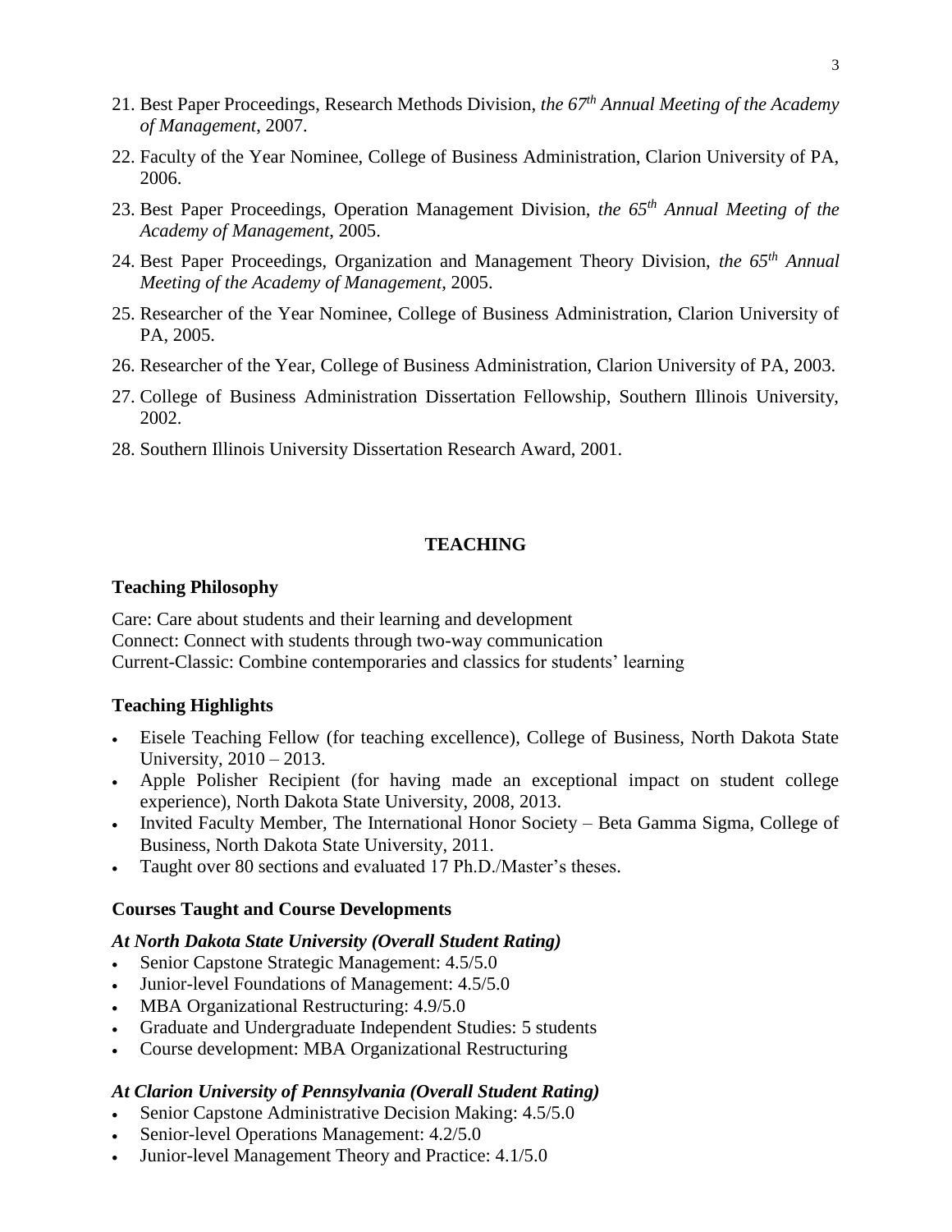21. Best Paper Proceedings, Research Methods Division, *the 67th Annual Meeting of the Academy of Management*, 2007.
22. Faculty of the Year Nominee, College of Business Administration, Clarion University of PA, 2006.
23. Best Paper Proceedings, Operation Management Division, *the 65th Annual Meeting of the Academy of Management*, 2005.
24. Best Paper Proceedings, Organization and Management Theory Division, *the 65th Annual Meeting of the Academy of Management*, 2005.
25. Researcher of the Year Nominee, College of Business Administration, Clarion University of PA, 2005.
26. Researcher of the Year, College of Business Administration, Clarion University of PA, 2003.
27. College of Business Administration Dissertation Fellowship, Southern Illinois University, 2002.
28. Southern Illinois University Dissertation Research Award, 2001.

## TEACHING

### Teaching Philosophy

Care: Care about students and their learning and development
Connect: Connect with students through two-way communication
Current-Classic: Combine contemporaries and classics for students' learning

### Teaching Highlights

- Eisele Teaching Fellow (for teaching excellence), College of Business, North Dakota State University, 2010 – 2013.
- Apple Polisher Recipient (for having made an exceptional impact on student college experience), North Dakota State University, 2008, 2013.
- Invited Faculty Member, The International Honor Society – Beta Gamma Sigma, College of Business, North Dakota State University, 2011.
- Taught over 80 sections and evaluated 17 Ph.D./Master's theses.

### Courses Taught and Course Developments

#### *At North Dakota State University (Overall Student Rating)*

- Senior Capstone Strategic Management: 4.5/5.0
- Junior-level Foundations of Management: 4.5/5.0
- MBA Organizational Restructuring: 4.9/5.0
- Graduate and Undergraduate Independent Studies: 5 students
- Course development: MBA Organizational Restructuring

#### *At Clarion University of Pennsylvania (Overall Student Rating)*

- Senior Capstone Administrative Decision Making: 4.5/5.0
- Senior-level Operations Management: 4.2/5.0
- Junior-level Management Theory and Practice: 4.1/5.0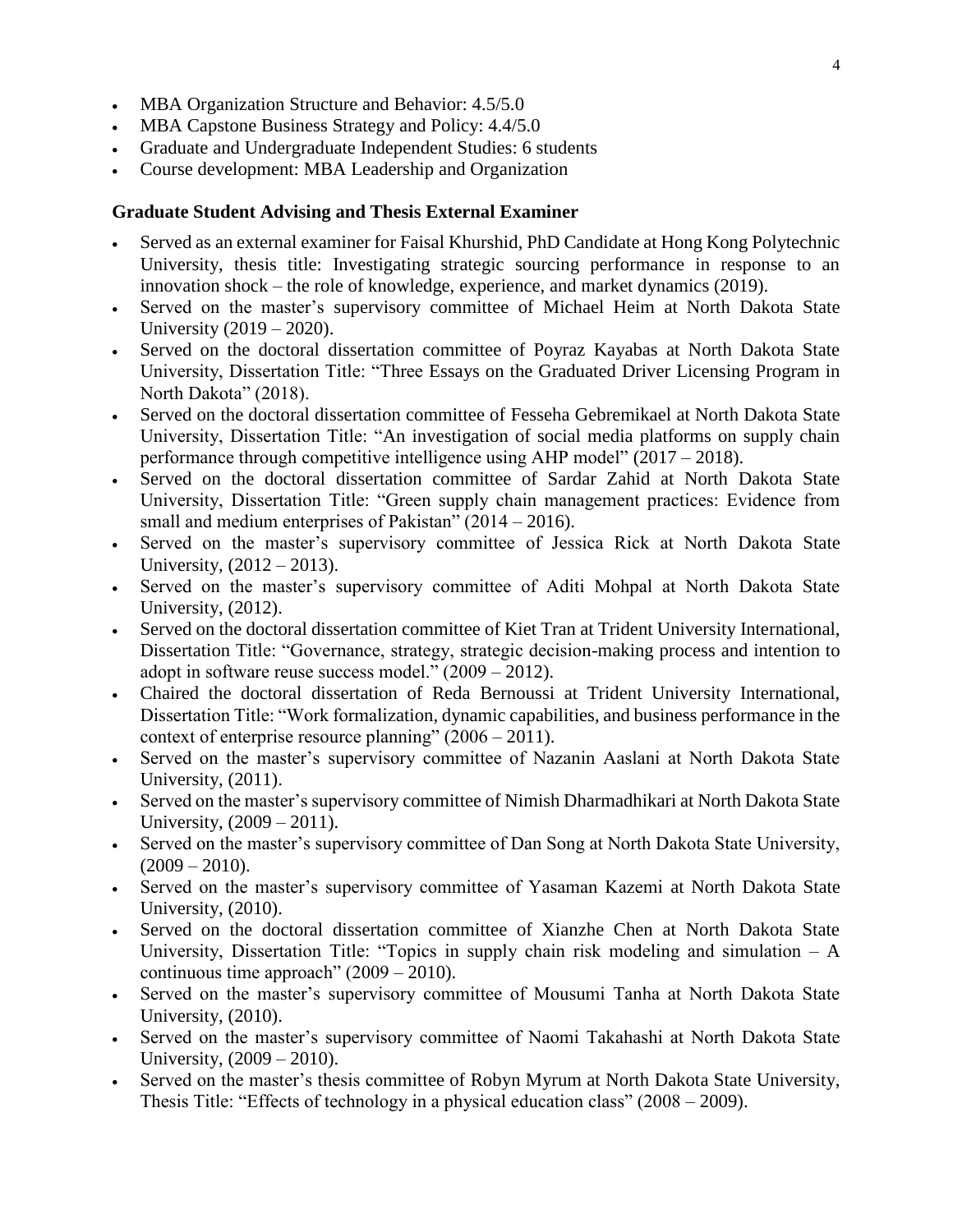- MBA Organization Structure and Behavior: 4.5/5.0
- MBA Capstone Business Strategy and Policy: 4.4/5.0
- Graduate and Undergraduate Independent Studies: 6 students
- Course development: MBA Leadership and Organization

### Graduate Student Advising and Thesis External Examiner

- Served as an external examiner for Faisal Khurshid, PhD Candidate at Hong Kong Polytechnic University, thesis title: Investigating strategic sourcing performance in response to an innovation shock – the role of knowledge, experience, and market dynamics (2019).
- Served on the master's supervisory committee of Michael Heim at North Dakota State University (2019 – 2020).
- Served on the doctoral dissertation committee of Poyraz Kayabas at North Dakota State University, Dissertation Title: "Three Essays on the Graduated Driver Licensing Program in North Dakota" (2018).
- Served on the doctoral dissertation committee of Fesseha Gebremikael at North Dakota State University, Dissertation Title: "An investigation of social media platforms on supply chain performance through competitive intelligence using AHP model" (2017 – 2018).
- Served on the doctoral dissertation committee of Sardar Zahid at North Dakota State University, Dissertation Title: "Green supply chain management practices: Evidence from small and medium enterprises of Pakistan" (2014 – 2016).
- Served on the master's supervisory committee of Jessica Rick at North Dakota State University, (2012 – 2013).
- Served on the master's supervisory committee of Aditi Mohpal at North Dakota State University, (2012).
- Served on the doctoral dissertation committee of Kiet Tran at Trident University International, Dissertation Title: "Governance, strategy, strategic decision-making process and intention to adopt in software reuse success model." (2009 – 2012).
- Chaired the doctoral dissertation of Reda Bernoussi at Trident University International, Dissertation Title: "Work formalization, dynamic capabilities, and business performance in the context of enterprise resource planning" (2006 – 2011).
- Served on the master's supervisory committee of Nazanin Aaslani at North Dakota State University, (2011).
- Served on the master's supervisory committee of Nimish Dharmadhikari at North Dakota State University, (2009 – 2011).
- Served on the master's supervisory committee of Dan Song at North Dakota State University, (2009 – 2010).
- Served on the master's supervisory committee of Yasaman Kazemi at North Dakota State University, (2010).
- Served on the doctoral dissertation committee of Xianzhe Chen at North Dakota State University, Dissertation Title: "Topics in supply chain risk modeling and simulation – A continuous time approach" (2009 – 2010).
- Served on the master's supervisory committee of Mousumi Tanha at North Dakota State University, (2010).
- Served on the master's supervisory committee of Naomi Takahashi at North Dakota State University, (2009 – 2010).
- Served on the master's thesis committee of Robyn Myrum at North Dakota State University, Thesis Title: "Effects of technology in a physical education class" (2008 – 2009).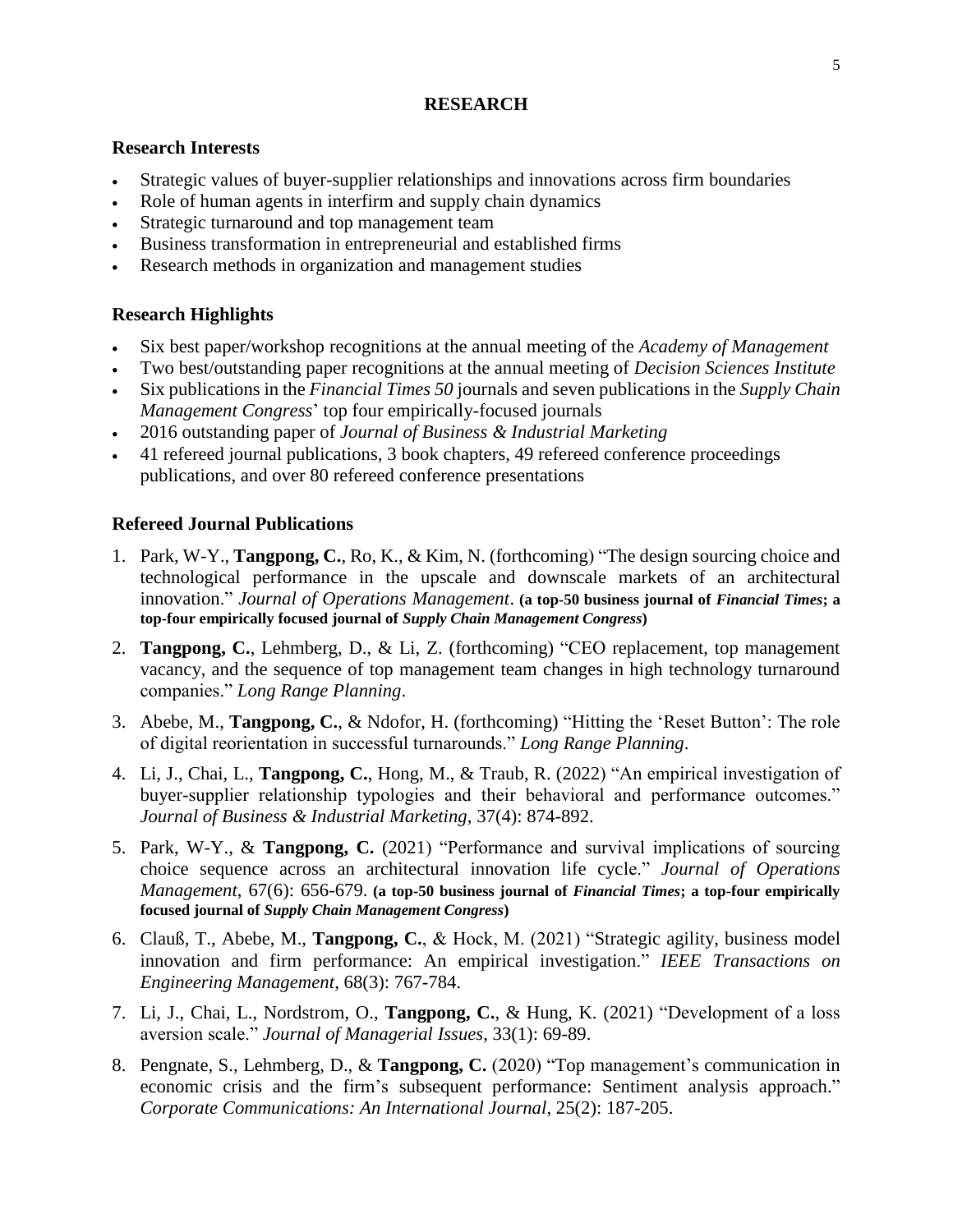# RESEARCH

### Research Interests

- Strategic values of buyer-supplier relationships and innovations across firm boundaries
- Role of human agents in interfirm and supply chain dynamics
- Strategic turnaround and top management team
- Business transformation in entrepreneurial and established firms
- Research methods in organization and management studies

### Research Highlights

- Six best paper/workshop recognitions at the annual meeting of the *Academy of Management*
- Two best/outstanding paper recognitions at the annual meeting of *Decision Sciences Institute*
- Six publications in the *Financial Times 50* journals and seven publications in the *Supply Chain Management Congress*' top four empirically-focused journals
- 2016 outstanding paper of *Journal of Business & Industrial Marketing*
- 41 refereed journal publications, 3 book chapters, 49 refereed conference proceedings publications, and over 80 refereed conference presentations

### Refereed Journal Publications

1. Park, W-Y., **Tangpong, C.**, Ro, K., & Kim, N. (forthcoming) "The design sourcing choice and technological performance in the upscale and downscale markets of an architectural innovation." *Journal of Operations Management*. **(a top-50 business journal of *Financial Times*; a top-four empirically focused journal of *Supply Chain Management Congress*)**
2. **Tangpong, C.**, Lehmberg, D., & Li, Z. (forthcoming) "CEO replacement, top management vacancy, and the sequence of top management team changes in high technology turnaround companies." *Long Range Planning*.
3. Abebe, M., **Tangpong, C.**, & Ndofor, H. (forthcoming) "Hitting the 'Reset Button': The role of digital reorientation in successful turnarounds." *Long Range Planning*.
4. Li, J., Chai, L., **Tangpong, C.**, Hong, M., & Traub, R. (2022) "An empirical investigation of buyer-supplier relationship typologies and their behavioral and performance outcomes." *Journal of Business & Industrial Marketing*, 37(4): 874-892.
5. Park, W-Y., & **Tangpong, C.** (2021) "Performance and survival implications of sourcing choice sequence across an architectural innovation life cycle." *Journal of Operations Management*, 67(6): 656-679. **(a top-50 business journal of *Financial Times*; a top-four empirically focused journal of *Supply Chain Management Congress*)**
6. Clauß, T., Abebe, M., **Tangpong, C.**, & Hock, M. (2021) "Strategic agility, business model innovation and firm performance: An empirical investigation." *IEEE Transactions on Engineering Management*, 68(3): 767-784.
7. Li, J., Chai, L., Nordstrom, O., **Tangpong, C.**, & Hung, K. (2021) "Development of a loss aversion scale." *Journal of Managerial Issues*, 33(1): 69-89.
8. Pengnate, S., Lehmberg, D., & **Tangpong, C.** (2020) "Top management's communication in economic crisis and the firm's subsequent performance: Sentiment analysis approach." *Corporate Communications: An International Journal*, 25(2): 187-205.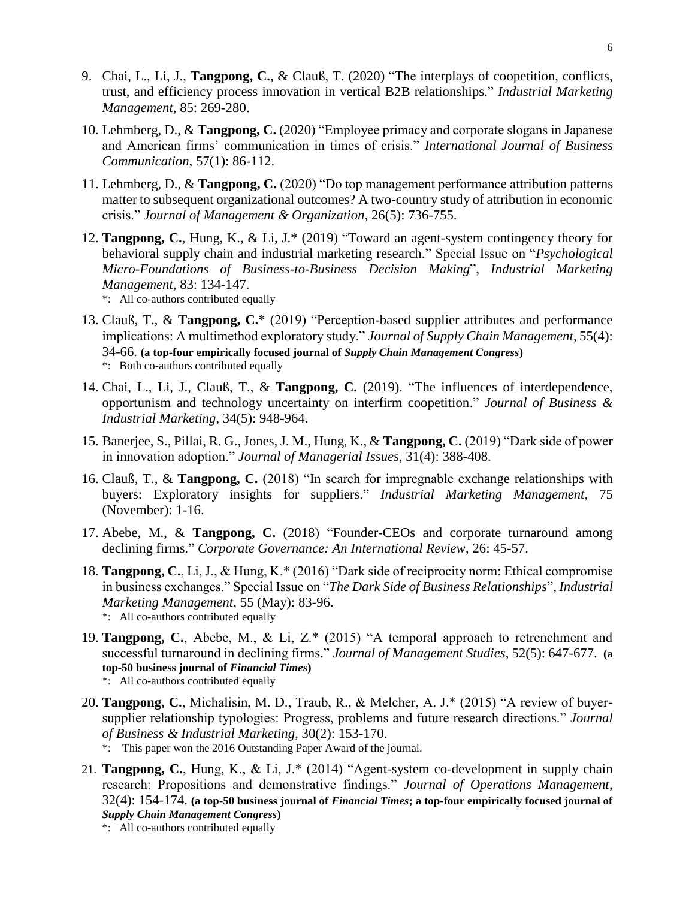9. Chai, L., Li, J., **Tangpong, C.**, & Clauß, T. (2020) "The interplays of coopetition, conflicts, trust, and efficiency process innovation in vertical B2B relationships." *Industrial Marketing Management*, 85: 269-280.

10. Lehmberg, D., & **Tangpong, C.** (2020) "Employee primacy and corporate slogans in Japanese and American firms' communication in times of crisis." *International Journal of Business Communication*, 57(1): 86-112.

11. Lehmberg, D., & **Tangpong, C.** (2020) "Do top management performance attribution patterns matter to subsequent organizational outcomes? A two-country study of attribution in economic crisis." *Journal of Management & Organization*, 26(5): 736-755.

12. **Tangpong, C.**, Hung, K., & Li, J.* (2019) "Toward an agent-system contingency theory for behavioral supply chain and industrial marketing research." Special Issue on "*Psychological Micro-Foundations of Business-to-Business Decision Making*", *Industrial Marketing Management*, 83: 134-147.
    *: All co-authors contributed equally

13. Clauß, T., & **Tangpong, C.*** (2019) "Perception-based supplier attributes and performance implications: A multimethod exploratory study." *Journal of Supply Chain Management*, 55(4): 34-66. **(a top-four empirically focused journal of *Supply Chain Management Congress*)**
    *: Both co-authors contributed equally

14. Chai, L., Li, J., Clauß, T., & **Tangpong, C.** (2019). "The influences of interdependence, opportunism and technology uncertainty on interfirm coopetition." *Journal of Business & Industrial Marketing*, 34(5): 948-964.

15. Banerjee, S., Pillai, R. G., Jones, J. M., Hung, K., & **Tangpong, C.** (2019) "Dark side of power in innovation adoption." *Journal of Managerial Issues*, 31(4): 388-408.

16. Clauß, T., & **Tangpong, C.** (2018) "In search for impregnable exchange relationships with buyers: Exploratory insights for suppliers." *Industrial Marketing Management*, 75 (November): 1-16.

17. Abebe, M., & **Tangpong, C.** (2018) "Founder-CEOs and corporate turnaround among declining firms." *Corporate Governance: An International Review*, 26: 45-57.

18. **Tangpong, C.**, Li, J., & Hung, K.* (2016) "Dark side of reciprocity norm: Ethical compromise in business exchanges." Special Issue on "*The Dark Side of Business Relationships*", *Industrial Marketing Management*, 55 (May): 83-96.
    *: All co-authors contributed equally

19. **Tangpong, C.**, Abebe, M., & Li, Z.* (2015) "A temporal approach to retrenchment and successful turnaround in declining firms." *Journal of Management Studies*, 52(5): 647-677. **(a top-50 business journal of *Financial Times*)**
    *: All co-authors contributed equally

20. **Tangpong, C.**, Michalisin, M. D., Traub, R., & Melcher, A. J.* (2015) "A review of buyer-supplier relationship typologies: Progress, problems and future research directions." *Journal of Business & Industrial Marketing*, 30(2): 153-170.
    *: This paper won the 2016 Outstanding Paper Award of the journal.

21. **Tangpong, C.**, Hung, K., & Li, J.* (2014) "Agent-system co-development in supply chain research: Propositions and demonstrative findings." *Journal of Operations Management*, 32(4): 154-174. **(a top-50 business journal of *Financial Times*; a top-four empirically focused journal of *Supply Chain Management Congress*)**
    *: All co-authors contributed equally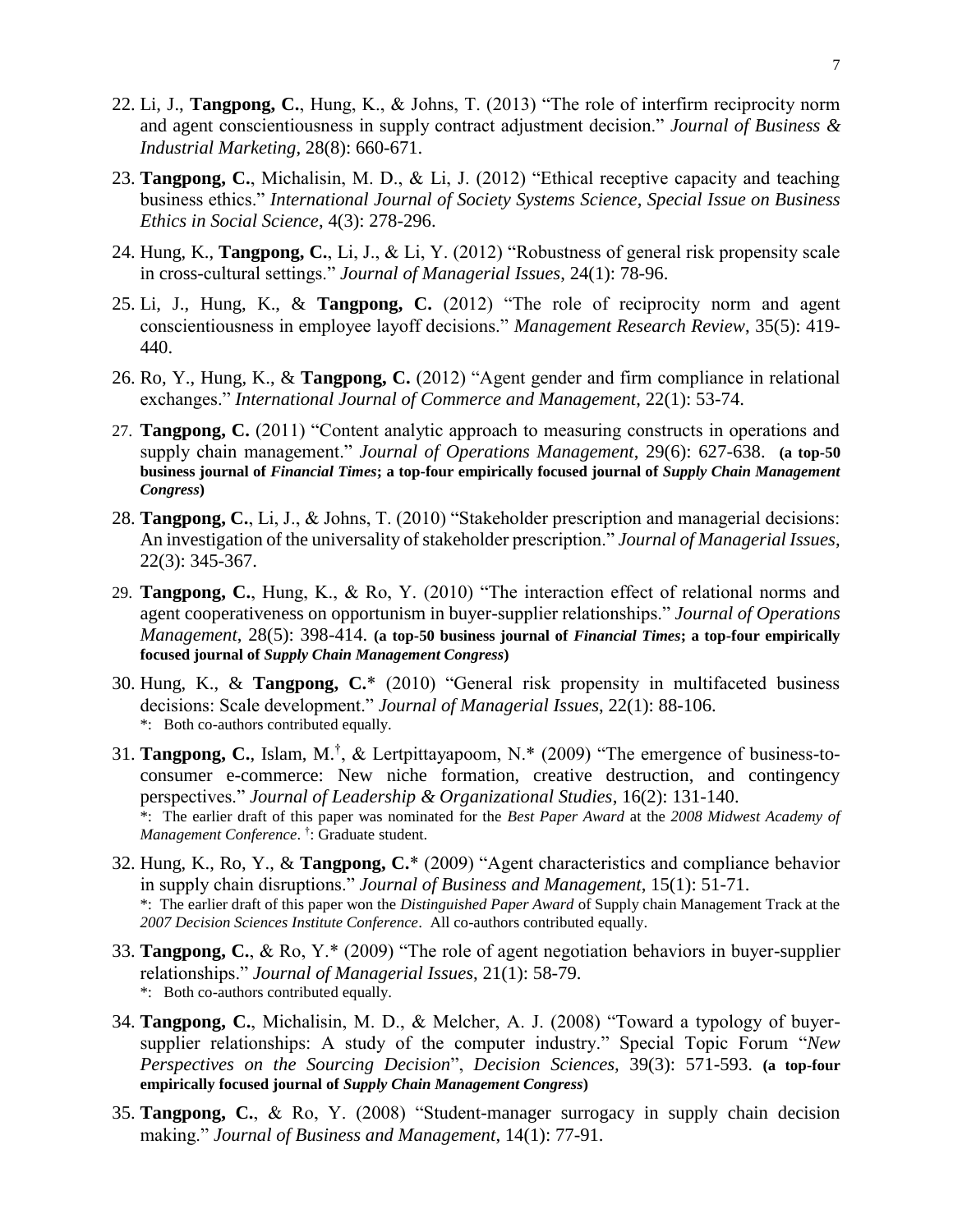22. Li, J., **Tangpong, C.**, Hung, K., & Johns, T. (2013) "The role of interfirm reciprocity norm and agent conscientiousness in supply contract adjustment decision." *Journal of Business & Industrial Marketing*, 28(8): 660-671.

23. **Tangpong, C.**, Michalisin, M. D., & Li, J. (2012) "Ethical receptive capacity and teaching business ethics." *International Journal of Society Systems Science*, *Special Issue on Business Ethics in Social Science*, 4(3): 278-296.

24. Hung, K., **Tangpong, C.**, Li, J., & Li, Y. (2012) "Robustness of general risk propensity scale in cross-cultural settings." *Journal of Managerial Issues*, 24(1): 78-96.

25. Li, J., Hung, K., & **Tangpong, C.** (2012) "The role of reciprocity norm and agent conscientiousness in employee layoff decisions." *Management Research Review*, 35(5): 419-440.

26. Ro, Y., Hung, K., & **Tangpong, C.** (2012) "Agent gender and firm compliance in relational exchanges." *International Journal of Commerce and Management*, 22(1): 53-74.

27. **Tangpong, C.** (2011) "Content analytic approach to measuring constructs in operations and supply chain management." *Journal of Operations Management*, 29(6): 627-638. **(a top-50 business journal of *Financial Times*; a top-four empirically focused journal of *Supply Chain Management Congress*)**

28. **Tangpong, C.**, Li, J., & Johns, T. (2010) "Stakeholder prescription and managerial decisions: An investigation of the universality of stakeholder prescription." *Journal of Managerial Issues*, 22(3): 345-367.

29. **Tangpong, C.**, Hung, K., & Ro, Y. (2010) "The interaction effect of relational norms and agent cooperativeness on opportunism in buyer-supplier relationships." *Journal of Operations Management*, 28(5): 398-414. **(a top-50 business journal of *Financial Times*; a top-four empirically focused journal of *Supply Chain Management Congress*)**

30. Hung, K., & **Tangpong, C.*** (2010) "General risk propensity in multifaceted business decisions: Scale development." *Journal of Managerial Issues*, 22(1): 88-106.
    *: Both co-authors contributed equally.

31. **Tangpong, C.**, Islam, M.[†], & Lertpittayapoom, N.* (2009) "The emergence of business-to-consumer e-commerce: New niche formation, creative destruction, and contingency perspectives." *Journal of Leadership & Organizational Studies*, 16(2): 131-140.
    *: The earlier draft of this paper was nominated for the *Best Paper Award* at the *2008 Midwest Academy of Management Conference*. [†]: Graduate student.

32. Hung, K., Ro, Y., & **Tangpong, C.*** (2009) "Agent characteristics and compliance behavior in supply chain disruptions." *Journal of Business and Management*, 15(1): 51-71.
    *: The earlier draft of this paper won the *Distinguished Paper Award* of Supply chain Management Track at the *2007 Decision Sciences Institute Conference*. All co-authors contributed equally.

33. **Tangpong, C.**, & Ro, Y.* (2009) "The role of agent negotiation behaviors in buyer-supplier relationships." *Journal of Managerial Issues*, 21(1): 58-79.
    *: Both co-authors contributed equally.

34. **Tangpong, C.**, Michalisin, M. D., & Melcher, A. J. (2008) "Toward a typology of buyer-supplier relationships: A study of the computer industry." Special Topic Forum "*New Perspectives on the Sourcing Decision*", *Decision Sciences*, 39(3): 571-593. **(a top-four empirically focused journal of *Supply Chain Management Congress*)**

35. **Tangpong, C.**, & Ro, Y. (2008) "Student-manager surrogacy in supply chain decision making." *Journal of Business and Management*, 14(1): 77-91.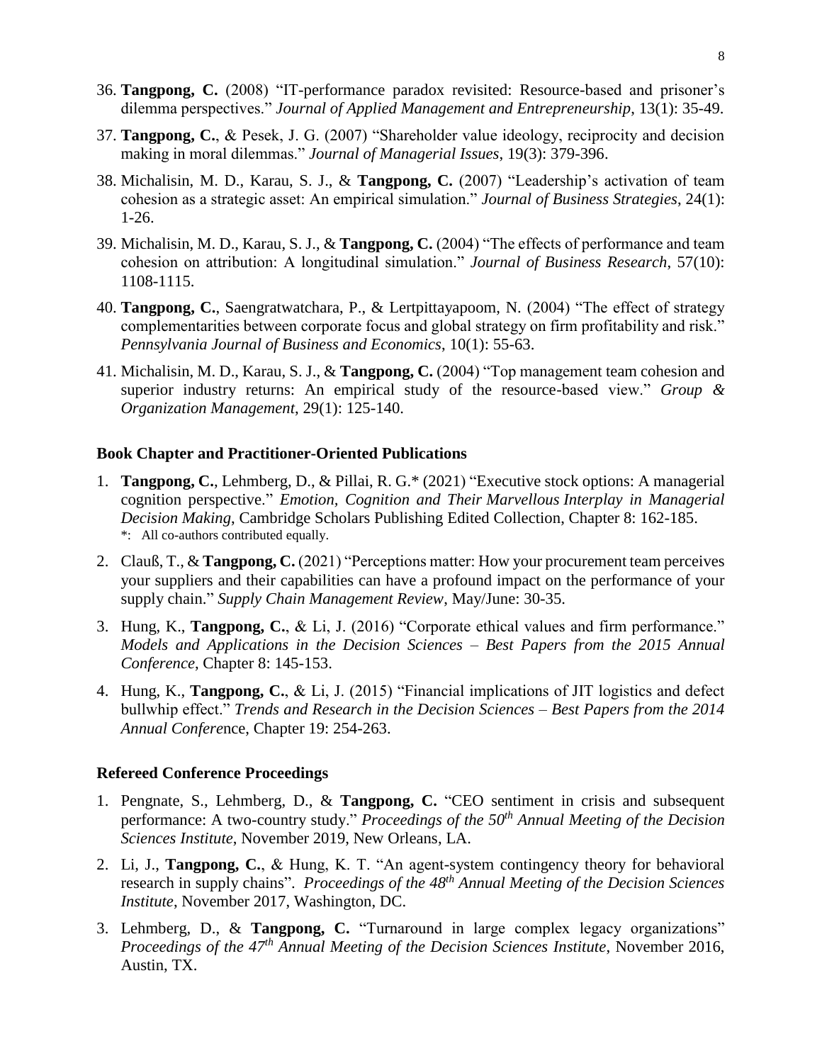36. **Tangpong, C.** (2008) "IT-performance paradox revisited: Resource-based and prisoner's dilemma perspectives." *Journal of Applied Management and Entrepreneurship*, 13(1): 35-49.

37. **Tangpong, C.**, & Pesek, J. G. (2007) "Shareholder value ideology, reciprocity and decision making in moral dilemmas." *Journal of Managerial Issues*, 19(3): 379-396.

38. Michalisin, M. D., Karau, S. J., & **Tangpong, C.** (2007) "Leadership's activation of team cohesion as a strategic asset: An empirical simulation." *Journal of Business Strategies*, 24(1): 1-26.

39. Michalisin, M. D., Karau, S. J., & **Tangpong, C.** (2004) "The effects of performance and team cohesion on attribution: A longitudinal simulation." *Journal of Business Research*, 57(10): 1108-1115.

40. **Tangpong, C.**, Saengratwatchara, P., & Lertpittayapoom, N. (2004) "The effect of strategy complementarities between corporate focus and global strategy on firm profitability and risk." *Pennsylvania Journal of Business and Economics*, 10(1): 55-63.

41. Michalisin, M. D., Karau, S. J., & **Tangpong, C.** (2004) "Top management team cohesion and superior industry returns: An empirical study of the resource-based view." *Group & Organization Management*, 29(1): 125-140.

### Book Chapter and Practitioner-Oriented Publications

1. **Tangpong, C.**, Lehmberg, D., & Pillai, R. G.* (2021) "Executive stock options: A managerial cognition perspective." *Emotion, Cognition and Their Marvellous Interplay in Managerial Decision Making*, Cambridge Scholars Publishing Edited Collection, Chapter 8: 162-185.
   *: All co-authors contributed equally.

2. Clauß,T., & **Tangpong, C.** (2021) "Perceptions matter: How your procurement team perceives your suppliers and their capabilities can have a profound impact on the performance of your supply chain." *Supply Chain Management Review*, May/June: 30-35.

3. Hung, K., **Tangpong, C.**, & Li, J. (2016) "Corporate ethical values and firm performance." *Models and Applications in the Decision Sciences – Best Papers from the 2015 Annual Conference*, Chapter 8: 145-153.

4. Hung, K., **Tangpong, C.**, & Li, J. (2015) "Financial implications of JIT logistics and defect bullwhip effect." *Trends and Research in the Decision Sciences – Best Papers from the 2014 Annual Confere*nce, Chapter 19: 254-263.

### Refereed Conference Proceedings

1. Pengnate, S., Lehmberg, D., & **Tangpong, C.** "CEO sentiment in crisis and subsequent performance: A two-country study." *Proceedings of the 50th Annual Meeting of the Decision Sciences Institute*, November 2019, New Orleans, LA.

2. Li, J., **Tangpong, C.**, & Hung, K. T. "An agent-system contingency theory for behavioral research in supply chains". *Proceedings of the 48th Annual Meeting of the Decision Sciences Institute*, November 2017, Washington, DC.

3. Lehmberg, D., & **Tangpong, C.** "Turnaround in large complex legacy organizations" *Proceedings of the 47th Annual Meeting of the Decision Sciences Institute*, November 2016, Austin, TX.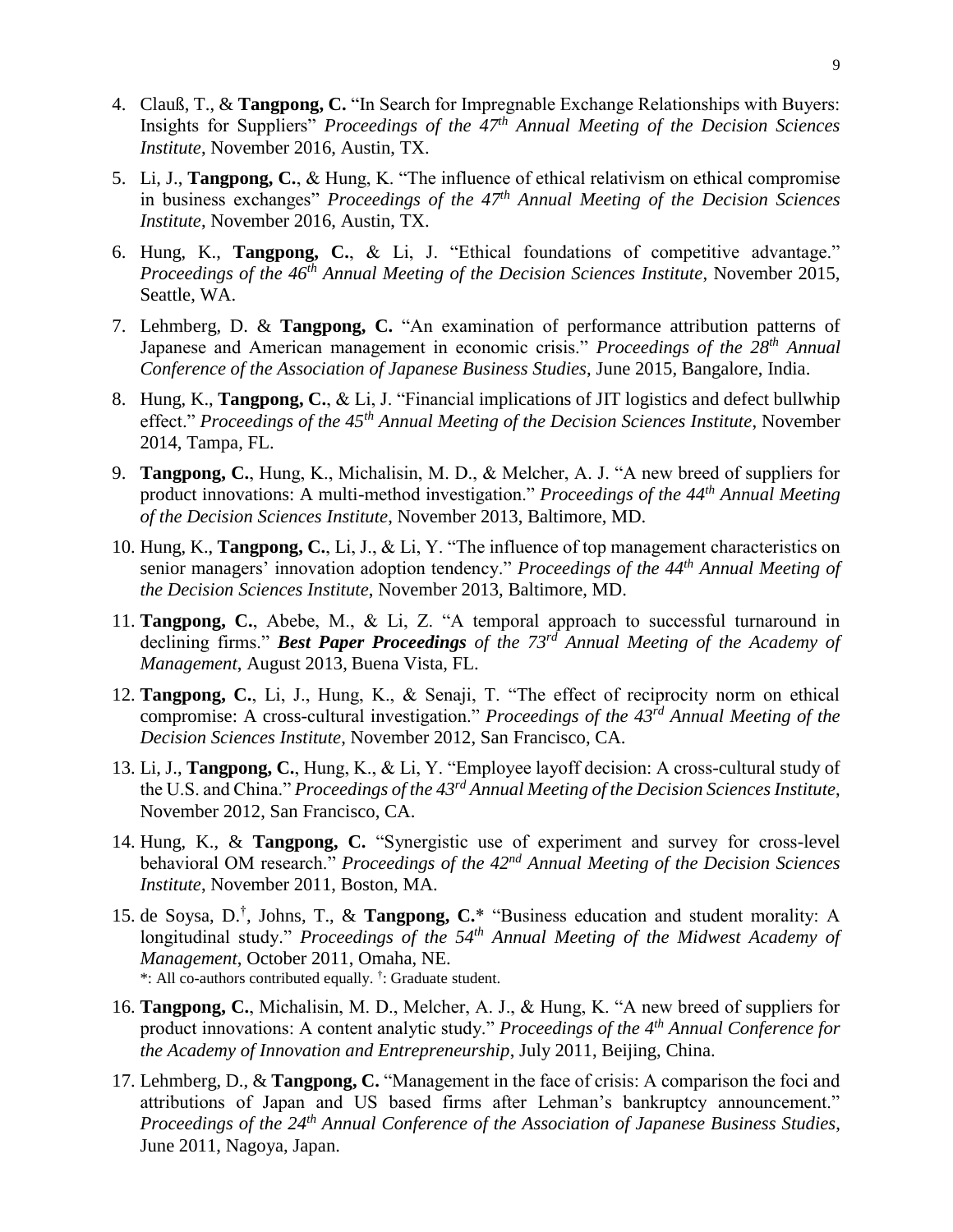4. Claußt, T., & **Tangpong, C.** "In Search for Impregnable Exchange Relationships with Buyers: Insights for Suppliers" *Proceedings of the 47th Annual Meeting of the Decision Sciences Institute*, November 2016, Austin, TX.

5. Li, J., **Tangpong, C.**, & Hung, K. "The influence of ethical relativism on ethical compromise in business exchanges" *Proceedings of the 47th Annual Meeting of the Decision Sciences Institute*, November 2016, Austin, TX.

6. Hung, K., **Tangpong, C.**, & Li, J. "Ethical foundations of competitive advantage." *Proceedings of the 46th Annual Meeting of the Decision Sciences Institute*, November 2015, Seattle, WA.

7. Lehmberg, D. & **Tangpong, C.** "An examination of performance attribution patterns of Japanese and American management in economic crisis." *Proceedings of the 28th Annual Conference of the Association of Japanese Business Studies*, June 2015, Bangalore, India.

8. Hung, K., **Tangpong, C.**, & Li, J. "Financial implications of JIT logistics and defect bullwhip effect." *Proceedings of the 45th Annual Meeting of the Decision Sciences Institute*, November 2014, Tampa, FL.

9. **Tangpong, C.**, Hung, K., Michalisin, M. D., & Melcher, A. J. "A new breed of suppliers for product innovations: A multi-method investigation." *Proceedings of the 44th Annual Meeting of the Decision Sciences Institute*, November 2013, Baltimore, MD.

10. Hung, K., **Tangpong, C.**, Li, J., & Li, Y. "The influence of top management characteristics on senior managers' innovation adoption tendency." *Proceedings of the 44th Annual Meeting of the Decision Sciences Institute*, November 2013, Baltimore, MD.

11. **Tangpong, C.**, Abebe, M., & Li, Z. "A temporal approach to successful turnaround in declining firms." ***Best Paper Proceedings*** *of the 73rd Annual Meeting of the Academy of Management*, August 2013, Buena Vista, FL.

12. **Tangpong, C.**, Li, J., Hung, K., & Senaji, T. "The effect of reciprocity norm on ethical compromise: A cross-cultural investigation." *Proceedings of the 43rd Annual Meeting of the Decision Sciences Institute*, November 2012, San Francisco, CA.

13. Li, J., **Tangpong, C.**, Hung, K., & Li, Y. "Employee layoff decision: A cross-cultural study of the U.S. and China." *Proceedings of the 43rd Annual Meeting of the Decision Sciences Institute*, November 2012, San Francisco, CA.

14. Hung, K., & **Tangpong, C.** "Synergistic use of experiment and survey for cross-level behavioral OM research." *Proceedings of the 42nd Annual Meeting of the Decision Sciences Institute*, November 2011, Boston, MA.

15. de Soysa, D.†, Johns, T., & **Tangpong, C.**\* "Business education and student morality: A longitudinal study." *Proceedings of the 54th Annual Meeting of the Midwest Academy of Management*, October 2011, Omaha, NE.
    *: All co-authors contributed equally. †: Graduate student.

16. **Tangpong, C.**, Michalisin, M. D., Melcher, A. J., & Hung, K. "A new breed of suppliers for product innovations: A content analytic study." *Proceedings of the 4th Annual Conference for the Academy of Innovation and Entrepreneurship*, July 2011, Beijing, China.

17. Lehmberg, D., & **Tangpong, C.** "Management in the face of crisis: A comparison the foci and attributions of Japan and US based firms after Lehman's bankruptcy announcement." *Proceedings of the 24th Annual Conference of the Association of Japanese Business Studies*, June 2011, Nagoya, Japan.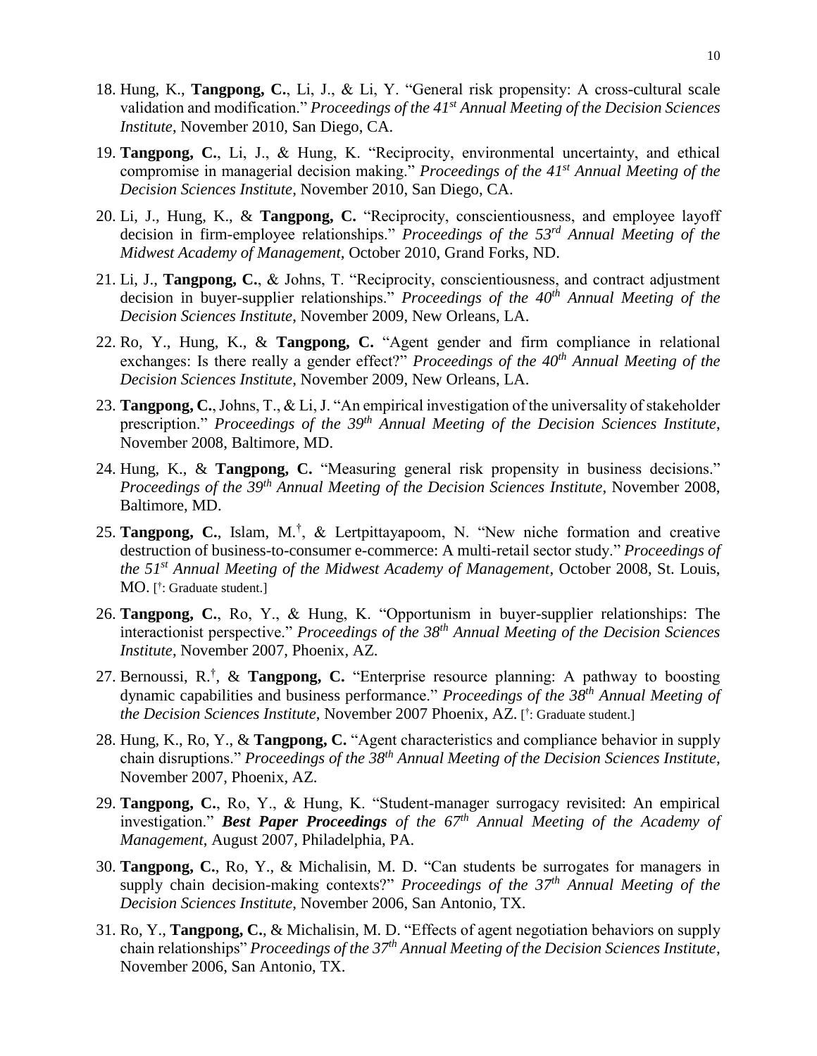18. Hung, K., **Tangpong, C.**, Li, J., & Li, Y. "General risk propensity: A cross-cultural scale validation and modification." *Proceedings of the 41st Annual Meeting of the Decision Sciences Institute*, November 2010, San Diego, CA.

19. **Tangpong, C.**, Li, J., & Hung, K. "Reciprocity, environmental uncertainty, and ethical compromise in managerial decision making." *Proceedings of the 41st Annual Meeting of the Decision Sciences Institute*, November 2010, San Diego, CA.

20. Li, J., Hung, K., & **Tangpong, C.** "Reciprocity, conscientiousness, and employee layoff decision in firm-employee relationships." *Proceedings of the 53rd Annual Meeting of the Midwest Academy of Management*, October 2010, Grand Forks, ND.

21. Li, J., **Tangpong, C.**, & Johns, T. "Reciprocity, conscientiousness, and contract adjustment decision in buyer-supplier relationships." *Proceedings of the 40th Annual Meeting of the Decision Sciences Institute*, November 2009, New Orleans, LA.

22. Ro, Y., Hung, K., & **Tangpong, C.** "Agent gender and firm compliance in relational exchanges: Is there really a gender effect?" *Proceedings of the 40th Annual Meeting of the Decision Sciences Institute*, November 2009, New Orleans, LA.

23. **Tangpong, C.**, Johns, T., & Li, J. "An empirical investigation of the universality of stakeholder prescription." *Proceedings of the 39th Annual Meeting of the Decision Sciences Institute*, November 2008, Baltimore, MD.

24. Hung, K., & **Tangpong, C.** "Measuring general risk propensity in business decisions." *Proceedings of the 39th Annual Meeting of the Decision Sciences Institute*, November 2008, Baltimore, MD.

25. **Tangpong, C.**, Islam, M.[†], & Lertpittayapoom, N. "New niche formation and creative destruction of business-to-consumer e-commerce: A multi-retail sector study." *Proceedings of the 51st Annual Meeting of the Midwest Academy of Management*, October 2008, St. Louis, MO. [†: Graduate student.]

26. **Tangpong, C.**, Ro, Y., & Hung, K. "Opportunism in buyer-supplier relationships: The interactionist perspective." *Proceedings of the 38th Annual Meeting of the Decision Sciences Institute*, November 2007, Phoenix, AZ.

27. Bernoussi, R.[†], & **Tangpong, C.** "Enterprise resource planning: A pathway to boosting dynamic capabilities and business performance." *Proceedings of the 38th Annual Meeting of the Decision Sciences Institute*, November 2007 Phoenix, AZ. [†: Graduate student.]

28. Hung, K., Ro, Y., & **Tangpong, C.** "Agent characteristics and compliance behavior in supply chain disruptions." *Proceedings of the 38th Annual Meeting of the Decision Sciences Institute*, November 2007, Phoenix, AZ.

29. **Tangpong, C.**, Ro, Y., & Hung, K. "Student-manager surrogacy revisited: An empirical investigation." ***Best Paper Proceedings*** *of the 67th Annual Meeting of the Academy of Management*, August 2007, Philadelphia, PA.

30. **Tangpong, C.**, Ro, Y., & Michalisin, M. D. "Can students be surrogates for managers in supply chain decision-making contexts?" *Proceedings of the 37th Annual Meeting of the Decision Sciences Institute*, November 2006, San Antonio, TX.

31. Ro, Y., **Tangpong, C.**, & Michalisin, M. D. "Effects of agent negotiation behaviors on supply chain relationships" *Proceedings of the 37th Annual Meeting of the Decision Sciences Institute*, November 2006, San Antonio, TX.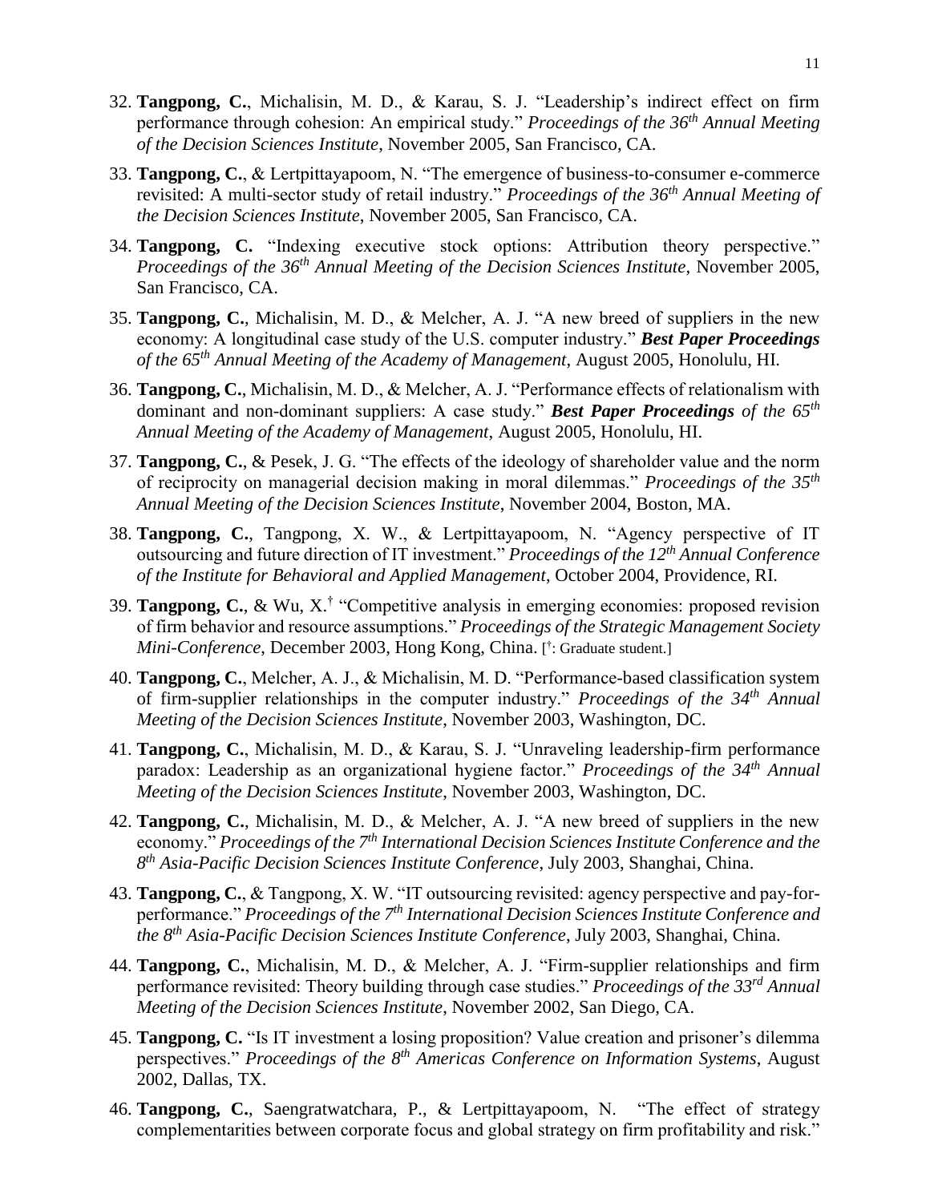32. **Tangpong, C.**, Michalisin, M. D., & Karau, S. J. "Leadership's indirect effect on firm performance through cohesion: An empirical study." *Proceedings of the 36th Annual Meeting of the Decision Sciences Institute*, November 2005, San Francisco, CA.

33. **Tangpong, C.**, & Lertpittayapoom, N. "The emergence of business-to-consumer e-commerce revisited: A multi-sector study of retail industry." *Proceedings of the 36th Annual Meeting of the Decision Sciences Institute*, November 2005, San Francisco, CA.

34. **Tangpong, C.** "Indexing executive stock options: Attribution theory perspective." *Proceedings of the 36th Annual Meeting of the Decision Sciences Institute*, November 2005, San Francisco, CA.

35. **Tangpong, C.**, Michalisin, M. D., & Melcher, A. J. "A new breed of suppliers in the new economy: A longitudinal case study of the U.S. computer industry." ***Best Paper Proceedings*** *of the 65th Annual Meeting of the Academy of Management*, August 2005, Honolulu, HI.

36. **Tangpong, C.**, Michalisin, M. D., & Melcher, A. J. "Performance effects of relationalism with dominant and non-dominant suppliers: A case study." ***Best Paper Proceedings*** *of the 65th Annual Meeting of the Academy of Management*, August 2005, Honolulu, HI.

37. **Tangpong, C.**, & Pesek, J. G. "The effects of the ideology of shareholder value and the norm of reciprocity on managerial decision making in moral dilemmas." *Proceedings of the 35th Annual Meeting of the Decision Sciences Institute*, November 2004, Boston, MA.

38. **Tangpong, C.**, Tangpong, X. W., & Lertpittayapoom, N. "Agency perspective of IT outsourcing and future direction of IT investment." *Proceedings of the 12th Annual Conference of the Institute for Behavioral and Applied Management*, October 2004, Providence, RI.

39. **Tangpong, C.**, & Wu, X.[†] "Competitive analysis in emerging economies: proposed revision of firm behavior and resource assumptions." *Proceedings of the Strategic Management Society Mini-Conference*, December 2003, Hong Kong, China. [[†]: Graduate student.]

40. **Tangpong, C.**, Melcher, A. J., & Michalisin, M. D. "Performance-based classification system of firm-supplier relationships in the computer industry." *Proceedings of the 34th Annual Meeting of the Decision Sciences Institute*, November 2003, Washington, DC.

41. **Tangpong, C.**, Michalisin, M. D., & Karau, S. J. "Unraveling leadership-firm performance paradox: Leadership as an organizational hygiene factor." *Proceedings of the 34th Annual Meeting of the Decision Sciences Institute*, November 2003, Washington, DC.

42. **Tangpong, C.**, Michalisin, M. D., & Melcher, A. J. "A new breed of suppliers in the new economy." *Proceedings of the 7th International Decision Sciences Institute Conference and the 8th Asia-Pacific Decision Sciences Institute Conference*, July 2003, Shanghai, China.

43. **Tangpong, C.**, & Tangpong, X. W. "IT outsourcing revisited: agency perspective and pay-for-performance." *Proceedings of the 7th International Decision Sciences Institute Conference and the 8th Asia-Pacific Decision Sciences Institute Conference*, July 2003, Shanghai, China.

44. **Tangpong, C.**, Michalisin, M. D., & Melcher, A. J. "Firm-supplier relationships and firm performance revisited: Theory building through case studies." *Proceedings of the 33rd Annual Meeting of the Decision Sciences Institute*, November 2002, San Diego, CA.

45. **Tangpong, C.** "Is IT investment a losing proposition? Value creation and prisoner's dilemma perspectives." *Proceedings of the 8th Americas Conference on Information Systems*, August 2002, Dallas, TX.

46. **Tangpong, C.**, Saengratwatchara, P., & Lertpittayapoom, N. "The effect of strategy complementarities between corporate focus and global strategy on firm profitability and risk."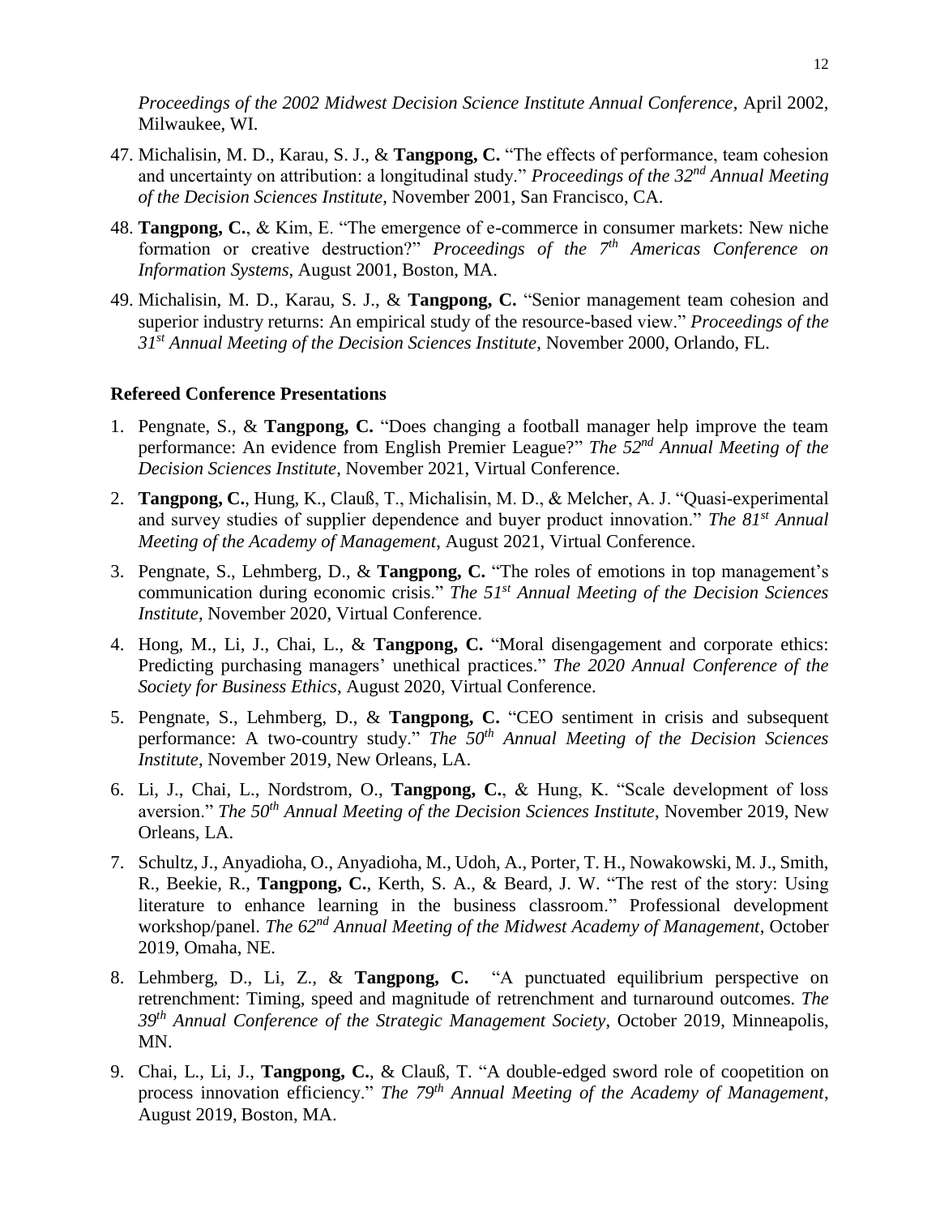*Proceedings of the 2002 Midwest Decision Science Institute Annual Conference*, April 2002, Milwaukee, WI.

47. Michalisin, M. D., Karau, S. J., & **Tangpong, C.** "The effects of performance, team cohesion and uncertainty on attribution: a longitudinal study." *Proceedings of the 32nd Annual Meeting of the Decision Sciences Institute*, November 2001, San Francisco, CA.

48. **Tangpong, C.**, & Kim, E. "The emergence of e-commerce in consumer markets: New niche formation or creative destruction?" *Proceedings of the 7th Americas Conference on Information Systems*, August 2001, Boston, MA.

49. Michalisin, M. D., Karau, S. J., & **Tangpong, C.** "Senior management team cohesion and superior industry returns: An empirical study of the resource-based view." *Proceedings of the 31st Annual Meeting of the Decision Sciences Institute*, November 2000, Orlando, FL.

**Refereed Conference Presentations**

1. Pengnate, S., & **Tangpong, C.** "Does changing a football manager help improve the team performance: An evidence from English Premier League?" *The 52nd Annual Meeting of the Decision Sciences Institute*, November 2021, Virtual Conference.

2. **Tangpong, C.**, Hung, K., Claußﾟ, T., Michalisin, M. D., & Melcher, A. J. "Quasi-experimental and survey studies of supplier dependence and buyer product innovation." *The 81st Annual Meeting of the Academy of Management*, August 2021, Virtual Conference.

3. Pengnate, S., Lehmberg, D., & **Tangpong, C.** "The roles of emotions in top management's communication during economic crisis." *The 51st Annual Meeting of the Decision Sciences Institute*, November 2020, Virtual Conference.

4. Hong, M., Li, J., Chai, L., & **Tangpong, C.** "Moral disengagement and corporate ethics: Predicting purchasing managers' unethical practices." *The 2020 Annual Conference of the Society for Business Ethics*, August 2020, Virtual Conference.

5. Pengnate, S., Lehmberg, D., & **Tangpong, C.** "CEO sentiment in crisis and subsequent performance: A two-country study." *The 50th Annual Meeting of the Decision Sciences Institute*, November 2019, New Orleans, LA.

6. Li, J., Chai, L., Nordstrom, O., **Tangpong, C.**, & Hung, K. "Scale development of loss aversion." *The 50th Annual Meeting of the Decision Sciences Institute*, November 2019, New Orleans, LA.

7. Schultz, J., Anyadioha, O., Anyadioha, M., Udoh, A., Porter, T. H., Nowakowski, M. J., Smith, R., Beekie, R., **Tangpong, C.**, Kerth, S. A., & Beard, J. W. "The rest of the story: Using literature to enhance learning in the business classroom." Professional development workshop/panel. *The 62nd Annual Meeting of the Midwest Academy of Management*, October 2019, Omaha, NE.

8. Lehmberg, D., Li, Z., & **Tangpong, C.** "A punctuated equilibrium perspective on retrenchment: Timing, speed and magnitude of retrenchment and turnaround outcomes. *The 39th Annual Conference of the Strategic Management Society*, October 2019, Minneapolis, MN.

9. Chai, L., Li, J., **Tangpong, C.**, & Claußﾟ, T. "A double-edged sword role of coopetition on process innovation efficiency." *The 79th Annual Meeting of the Academy of Management*, August 2019, Boston, MA.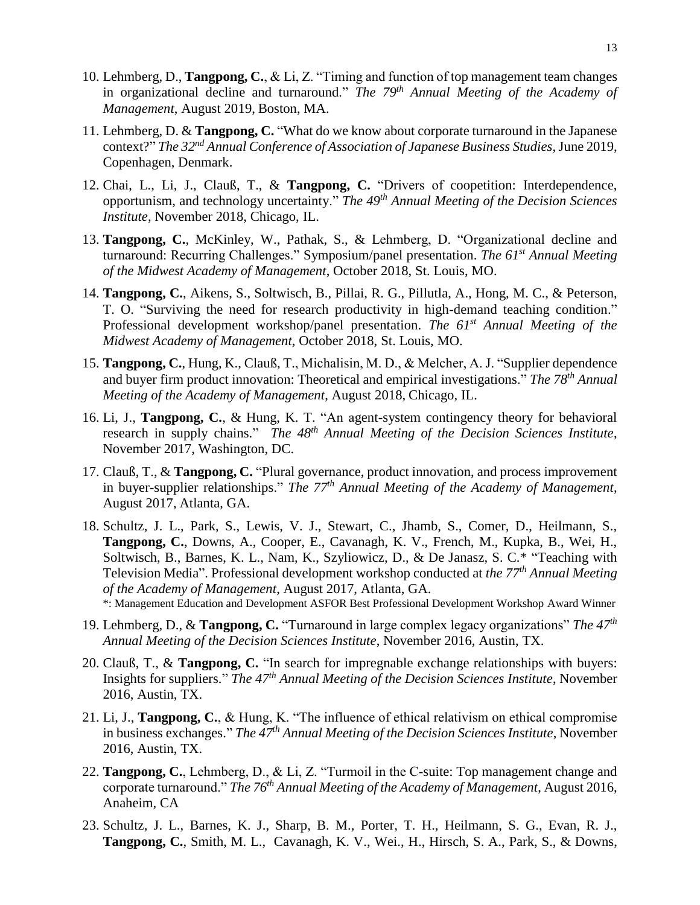10. Lehmberg, D., **Tangpong, C.**, & Li, Z. "Timing and function of top management team changes in organizational decline and turnaround." *The 79th Annual Meeting of the Academy of Management*, August 2019, Boston, MA.

11. Lehmberg, D. & **Tangpong, C.** "What do we know about corporate turnaround in the Japanese context?" *The 32nd Annual Conference of Association of Japanese Business Studies*, June 2019, Copenhagen, Denmark.

12. Chai, L., Li, J., Clauß, T., & **Tangpong, C.** "Drivers of coopetition: Interdependence, opportunism, and technology uncertainty." *The 49th Annual Meeting of the Decision Sciences Institute*, November 2018, Chicago, IL.

13. **Tangpong, C.**, McKinley, W., Pathak, S., & Lehmberg, D. "Organizational decline and turnaround: Recurring Challenges." Symposium/panel presentation. *The 61st Annual Meeting of the Midwest Academy of Management*, October 2018, St. Louis, MO.

14. **Tangpong, C.**, Aikens, S., Soltwisch, B., Pillai, R. G., Pillutla, A., Hong, M. C., & Peterson, T. O. "Surviving the need for research productivity in high-demand teaching condition." Professional development workshop/panel presentation. *The 61st Annual Meeting of the Midwest Academy of Management*, October 2018, St. Louis, MO.

15. **Tangpong, C.**, Hung, K., Clauß, T., Michalisin, M. D., & Melcher, A. J. "Supplier dependence and buyer firm product innovation: Theoretical and empirical investigations." *The 78th Annual Meeting of the Academy of Management*, August 2018, Chicago, IL.

16. Li, J., **Tangpong, C.**, & Hung, K. T. "An agent-system contingency theory for behavioral research in supply chains." *The 48th Annual Meeting of the Decision Sciences Institute*, November 2017, Washington, DC.

17. Clauß, T., & **Tangpong, C.** "Plural governance, product innovation, and process improvement in buyer-supplier relationships." *The 77th Annual Meeting of the Academy of Management*, August 2017, Atlanta, GA.

18. Schultz, J. L., Park, S., Lewis, V. J., Stewart, C., Jhamb, S., Comer, D., Heilmann, S., **Tangpong, C.**, Downs, A., Cooper, E., Cavanagh, K. V., French, M., Kupka, B., Wei, H., Soltwisch, B., Barnes, K. L., Nam, K., Szyliowicz, D., & De Janasz, S. C.* "Teaching with Television Media". Professional development workshop conducted at *the 77th Annual Meeting of the Academy of Management*, August 2017, Atlanta, GA.
    *: Management Education and Development ASFOR Best Professional Development Workshop Award Winner

19. Lehmberg, D., & **Tangpong, C.** "Turnaround in large complex legacy organizations" *The 47th Annual Meeting of the Decision Sciences Institute*, November 2016, Austin, TX.

20. Clauß, T., & **Tangpong, C.** "In search for impregnable exchange relationships with buyers: Insights for suppliers." *The 47th Annual Meeting of the Decision Sciences Institute*, November 2016, Austin, TX.

21. Li, J., **Tangpong, C.**, & Hung, K. "The influence of ethical relativism on ethical compromise in business exchanges." *The 47th Annual Meeting of the Decision Sciences Institute*, November 2016, Austin, TX.

22. **Tangpong, C.**, Lehmberg, D., & Li, Z. "Turmoil in the C-suite: Top management change and corporate turnaround." *The 76th Annual Meeting of the Academy of Management*, August 2016, Anaheim, CA

23. Schultz, J. L., Barnes, K. J., Sharp, B. M., Porter, T. H., Heilmann, S. G., Evan, R. J., **Tangpong, C.**, Smith, M. L., Cavanagh, K. V., Wei., H., Hirsch, S. A., Park, S., & Downs,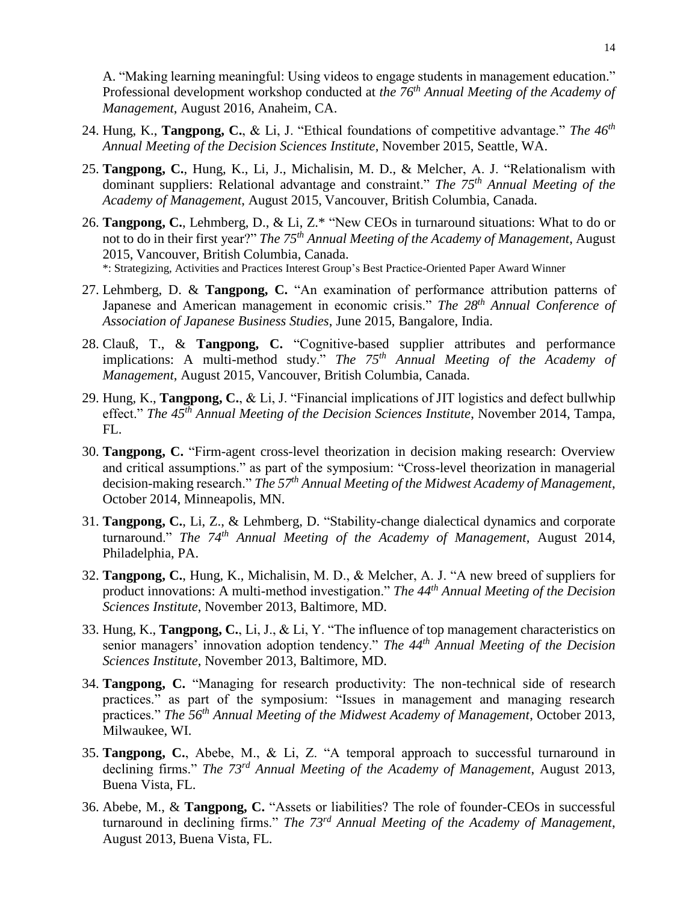A. "Making learning meaningful: Using videos to engage students in management education." Professional development workshop conducted at *the 76th Annual Meeting of the Academy of Management*, August 2016, Anaheim, CA.

24. Hung, K., **Tangpong, C.**, & Li, J. "Ethical foundations of competitive advantage." *The 46th Annual Meeting of the Decision Sciences Institute*, November 2015, Seattle, WA.

25. **Tangpong, C.**, Hung, K., Li, J., Michalisin, M. D., & Melcher, A. J. "Relationalism with dominant suppliers: Relational advantage and constraint." *The 75th Annual Meeting of the Academy of Management*, August 2015, Vancouver, British Columbia, Canada.

26. **Tangpong, C.**, Lehmberg, D., & Li, Z.* "New CEOs in turnaround situations: What to do or not to do in their first year?" *The 75th Annual Meeting of the Academy of Management*, August 2015, Vancouver, British Columbia, Canada.
    *: Strategizing, Activities and Practices Interest Group's Best Practice-Oriented Paper Award Winner

27. Lehmberg, D. & **Tangpong, C.** "An examination of performance attribution patterns of Japanese and American management in economic crisis." *The 28th Annual Conference of Association of Japanese Business Studies*, June 2015, Bangalore, India.

28. Clauß, T., & **Tangpong, C.** "Cognitive-based supplier attributes and performance implications: A multi-method study." *The 75th Annual Meeting of the Academy of Management*, August 2015, Vancouver, British Columbia, Canada.

29. Hung, K., **Tangpong, C.**, & Li, J. "Financial implications of JIT logistics and defect bullwhip effect." *The 45th Annual Meeting of the Decision Sciences Institute*, November 2014, Tampa, FL.

30. **Tangpong, C.** "Firm-agent cross-level theorization in decision making research: Overview and critical assumptions." as part of the symposium: "Cross-level theorization in managerial decision-making research." *The 57th Annual Meeting of the Midwest Academy of Management*, October 2014, Minneapolis, MN.

31. **Tangpong, C.**, Li, Z., & Lehmberg, D. "Stability-change dialectical dynamics and corporate turnaround." *The 74th Annual Meeting of the Academy of Management*, August 2014, Philadelphia, PA.

32. **Tangpong, C.**, Hung, K., Michalisin, M. D., & Melcher, A. J. "A new breed of suppliers for product innovations: A multi-method investigation." *The 44th Annual Meeting of the Decision Sciences Institute*, November 2013, Baltimore, MD.

33. Hung, K., **Tangpong, C.**, Li, J., & Li, Y. "The influence of top management characteristics on senior managers' innovation adoption tendency." *The 44th Annual Meeting of the Decision Sciences Institute*, November 2013, Baltimore, MD.

34. **Tangpong, C.** "Managing for research productivity: The non-technical side of research practices." as part of the symposium: "Issues in management and managing research practices." *The 56th Annual Meeting of the Midwest Academy of Management*, October 2013, Milwaukee, WI.

35. **Tangpong, C.**, Abebe, M., & Li, Z. "A temporal approach to successful turnaround in declining firms." *The 73rd Annual Meeting of the Academy of Management*, August 2013, Buena Vista, FL.

36. Abebe, M., & **Tangpong, C.** "Assets or liabilities? The role of founder-CEOs in successful turnaround in declining firms." *The 73rd Annual Meeting of the Academy of Management*, August 2013, Buena Vista, FL.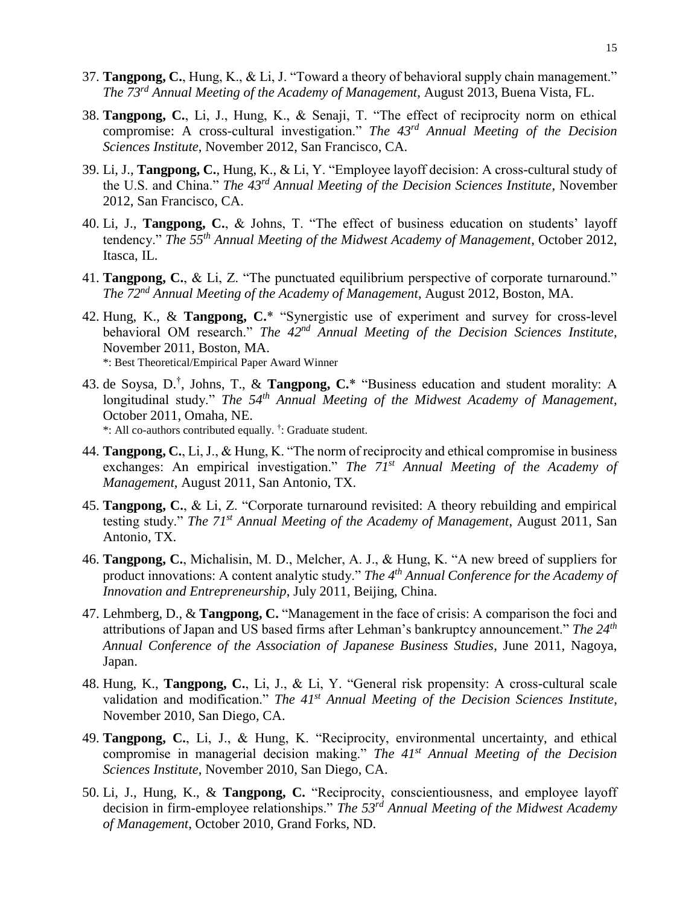37. **Tangpong, C.**, Hung, K., & Li, J. "Toward a theory of behavioral supply chain management." *The 73rd Annual Meeting of the Academy of Management*, August 2013, Buena Vista, FL.

38. **Tangpong, C.**, Li, J., Hung, K., & Senaji, T. "The effect of reciprocity norm on ethical compromise: A cross-cultural investigation." *The 43rd Annual Meeting of the Decision Sciences Institute*, November 2012, San Francisco, CA.

39. Li, J., **Tangpong, C.**, Hung, K., & Li, Y. "Employee layoff decision: A cross-cultural study of the U.S. and China." *The 43rd Annual Meeting of the Decision Sciences Institute*, November 2012, San Francisco, CA.

40. Li, J., **Tangpong, C.**, & Johns, T. "The effect of business education on students' layoff tendency." *The 55th Annual Meeting of the Midwest Academy of Management*, October 2012, Itasca, IL.

41. **Tangpong, C.**, & Li, Z. "The punctuated equilibrium perspective of corporate turnaround." *The 72nd Annual Meeting of the Academy of Management*, August 2012, Boston, MA.

42. Hung, K., & **Tangpong, C.*** "Synergistic use of experiment and survey for cross-level behavioral OM research." *The 42nd Annual Meeting of the Decision Sciences Institute*, November 2011, Boston, MA.
   *: Best Theoretical/Empirical Paper Award Winner

43. de Soysa, D.[†], Johns, T., & **Tangpong, C.*** "Business education and student morality: A longitudinal study." *The 54th Annual Meeting of the Midwest Academy of Management*, October 2011, Omaha, NE.
   *: All co-authors contributed equally. [†]: Graduate student.

44. **Tangpong, C.**, Li, J., & Hung, K. "The norm of reciprocity and ethical compromise in business exchanges: An empirical investigation." *The 71st Annual Meeting of the Academy of Management*, August 2011, San Antonio, TX.

45. **Tangpong, C.**, & Li, Z. "Corporate turnaround revisited: A theory rebuilding and empirical testing study." *The 71st Annual Meeting of the Academy of Management*, August 2011, San Antonio, TX.

46. **Tangpong, C.**, Michalisin, M. D., Melcher, A. J., & Hung, K. "A new breed of suppliers for product innovations: A content analytic study." *The 4th Annual Conference for the Academy of Innovation and Entrepreneurship*, July 2011, Beijing, China.

47. Lehmberg, D., & **Tangpong, C.** "Management in the face of crisis: A comparison the foci and attributions of Japan and US based firms after Lehman's bankruptcy announcement." *The 24th Annual Conference of the Association of Japanese Business Studies*, June 2011, Nagoya, Japan.

48. Hung, K., **Tangpong, C.**, Li, J., & Li, Y. "General risk propensity: A cross-cultural scale validation and modification." *The 41st Annual Meeting of the Decision Sciences Institute*, November 2010, San Diego, CA.

49. **Tangpong, C.**, Li, J., & Hung, K. "Reciprocity, environmental uncertainty, and ethical compromise in managerial decision making." *The 41st Annual Meeting of the Decision Sciences Institute*, November 2010, San Diego, CA.

50. Li, J., Hung, K., & **Tangpong, C.** "Reciprocity, conscientiousness, and employee layoff decision in firm-employee relationships." *The 53rd Annual Meeting of the Midwest Academy of Management*, October 2010, Grand Forks, ND.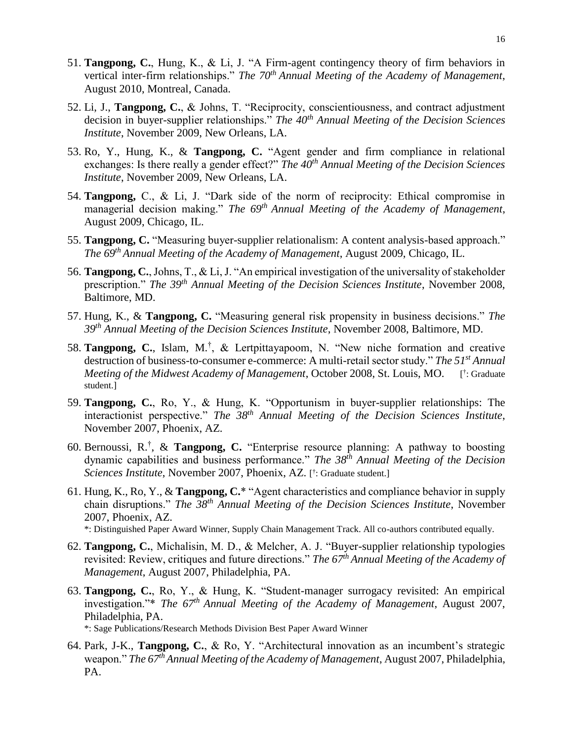51. **Tangpong, C.**, Hung, K., & Li, J. "A Firm-agent contingency theory of firm behaviors in vertical inter-firm relationships." *The 70th Annual Meeting of the Academy of Management*, August 2010, Montreal, Canada.

52. Li, J., **Tangpong, C.**, & Johns, T. "Reciprocity, conscientiousness, and contract adjustment decision in buyer-supplier relationships." *The 40th Annual Meeting of the Decision Sciences Institute*, November 2009, New Orleans, LA.

53. Ro, Y., Hung, K., & **Tangpong, C.** "Agent gender and firm compliance in relational exchanges: Is there really a gender effect?" *The 40th Annual Meeting of the Decision Sciences Institute*, November 2009, New Orleans, LA.

54. **Tangpong,** C., & Li, J. "Dark side of the norm of reciprocity: Ethical compromise in managerial decision making." *The 69th Annual Meeting of the Academy of Management*, August 2009, Chicago, IL.

55. **Tangpong, C.** "Measuring buyer-supplier relationalism: A content analysis-based approach." *The 69th Annual Meeting of the Academy of Management*, August 2009, Chicago, IL.

56. **Tangpong, C.**, Johns, T., & Li, J. "An empirical investigation of the universality of stakeholder prescription." *The 39th Annual Meeting of the Decision Sciences Institute*, November 2008, Baltimore, MD.

57. Hung, K., & **Tangpong, C.** "Measuring general risk propensity in business decisions." *The 39th Annual Meeting of the Decision Sciences Institute*, November 2008, Baltimore, MD.

58. **Tangpong, C.**, Islam, M.[†], & Lertpittayapoom, N. "New niche formation and creative destruction of business-to-consumer e-commerce: A multi-retail sector study." *The 51st Annual Meeting of the Midwest Academy of Management*, October 2008, St. Louis, MO. [†: Graduate student.]

59. **Tangpong, C.**, Ro, Y., & Hung, K. "Opportunism in buyer-supplier relationships: The interactionist perspective." *The 38th Annual Meeting of the Decision Sciences Institute*, November 2007, Phoenix, AZ.

60. Bernoussi, R.[†], & **Tangpong, C.** "Enterprise resource planning: A pathway to boosting dynamic capabilities and business performance." *The 38th Annual Meeting of the Decision Sciences Institute*, November 2007, Phoenix, AZ. [†: Graduate student.]

61. Hung, K., Ro, Y., & **Tangpong, C.*** "Agent characteristics and compliance behavior in supply chain disruptions." *The 38th Annual Meeting of the Decision Sciences Institute*, November 2007, Phoenix, AZ.
    *: Distinguished Paper Award Winner, Supply Chain Management Track. All co-authors contributed equally.

62. **Tangpong, C.**, Michalisin, M. D., & Melcher, A. J. "Buyer-supplier relationship typologies revisited: Review, critiques and future directions." *The 67th Annual Meeting of the Academy of Management*, August 2007, Philadelphia, PA.

63. **Tangpong, C.**, Ro, Y., & Hung, K. "Student-manager surrogacy revisited: An empirical investigation."* *The 67th Annual Meeting of the Academy of Management*, August 2007, Philadelphia, PA.
    *: Sage Publications/Research Methods Division Best Paper Award Winner

64. Park, J-K., **Tangpong, C.**, & Ro, Y. "Architectural innovation as an incumbent's strategic weapon." *The 67th Annual Meeting of the Academy of Management*, August 2007, Philadelphia, PA.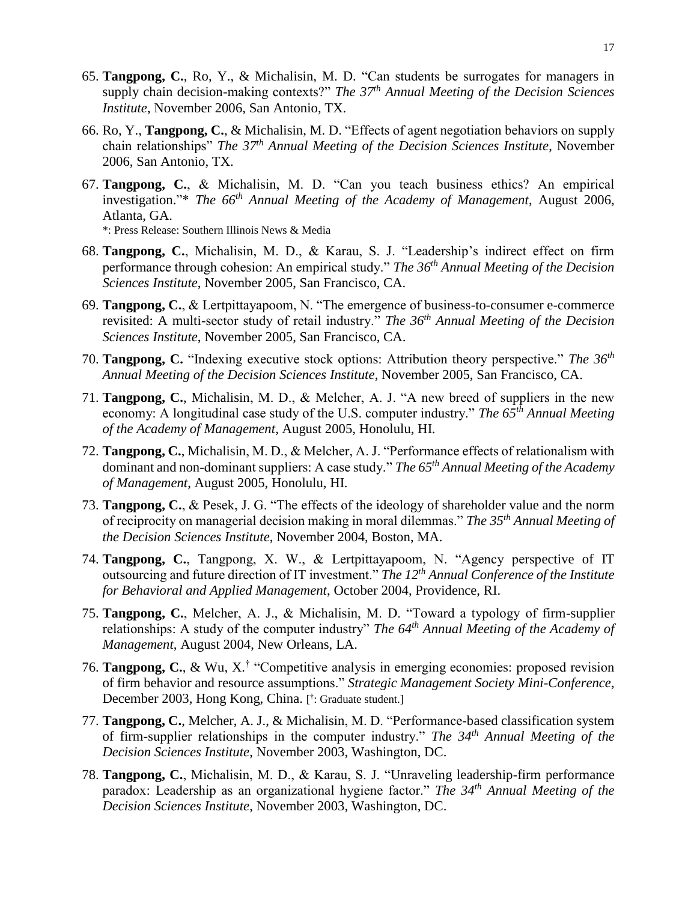65. **Tangpong, C.**, Ro, Y., & Michalisin, M. D. "Can students be surrogates for managers in supply chain decision-making contexts?" *The 37th Annual Meeting of the Decision Sciences Institute*, November 2006, San Antonio, TX.

66. Ro, Y., **Tangpong, C.**, & Michalisin, M. D. "Effects of agent negotiation behaviors on supply chain relationships" *The 37th Annual Meeting of the Decision Sciences Institute*, November 2006, San Antonio, TX.

67. **Tangpong, C.**, & Michalisin, M. D. "Can you teach business ethics? An empirical investigation."* *The 66th Annual Meeting of the Academy of Management*, August 2006, Atlanta, GA.
   *: Press Release: Southern Illinois News & Media

68. **Tangpong, C.**, Michalisin, M. D., & Karau, S. J. "Leadership's indirect effect on firm performance through cohesion: An empirical study." *The 36th Annual Meeting of the Decision Sciences Institute*, November 2005, San Francisco, CA.

69. **Tangpong, C.**, & Lertpittayapoom, N. "The emergence of business-to-consumer e-commerce revisited: A multi-sector study of retail industry." *The 36th Annual Meeting of the Decision Sciences Institute*, November 2005, San Francisco, CA.

70. **Tangpong, C.** "Indexing executive stock options: Attribution theory perspective." *The 36th Annual Meeting of the Decision Sciences Institute*, November 2005, San Francisco, CA.

71. **Tangpong, C.**, Michalisin, M. D., & Melcher, A. J. "A new breed of suppliers in the new economy: A longitudinal case study of the U.S. computer industry." *The 65th Annual Meeting of the Academy of Management*, August 2005, Honolulu, HI.

72. **Tangpong, C.**, Michalisin, M. D., & Melcher, A. J. "Performance effects of relationalism with dominant and non-dominant suppliers: A case study." *The 65th Annual Meeting of the Academy of Management*, August 2005, Honolulu, HI.

73. **Tangpong, C.**, & Pesek, J. G. "The effects of the ideology of shareholder value and the norm of reciprocity on managerial decision making in moral dilemmas." *The 35th Annual Meeting of the Decision Sciences Institute*, November 2004, Boston, MA.

74. **Tangpong, C.**, Tangpong, X. W., & Lertpittayapoom, N. "Agency perspective of IT outsourcing and future direction of IT investment." *The 12th Annual Conference of the Institute for Behavioral and Applied Management*, October 2004, Providence, RI.

75. **Tangpong, C.**, Melcher, A. J., & Michalisin, M. D. "Toward a typology of firm-supplier relationships: A study of the computer industry" *The 64th Annual Meeting of the Academy of Management*, August 2004, New Orleans, LA.

76. **Tangpong, C.**, & Wu, X.[†] "Competitive analysis in emerging economies: proposed revision of firm behavior and resource assumptions." *Strategic Management Society Mini-Conference*, December 2003, Hong Kong, China. [†: Graduate student.]

77. **Tangpong, C.**, Melcher, A. J., & Michalisin, M. D. "Performance-based classification system of firm-supplier relationships in the computer industry." *The 34th Annual Meeting of the Decision Sciences Institute*, November 2003, Washington, DC.

78. **Tangpong, C.**, Michalisin, M. D., & Karau, S. J. "Unraveling leadership-firm performance paradox: Leadership as an organizational hygiene factor." *The 34th Annual Meeting of the Decision Sciences Institute*, November 2003, Washington, DC.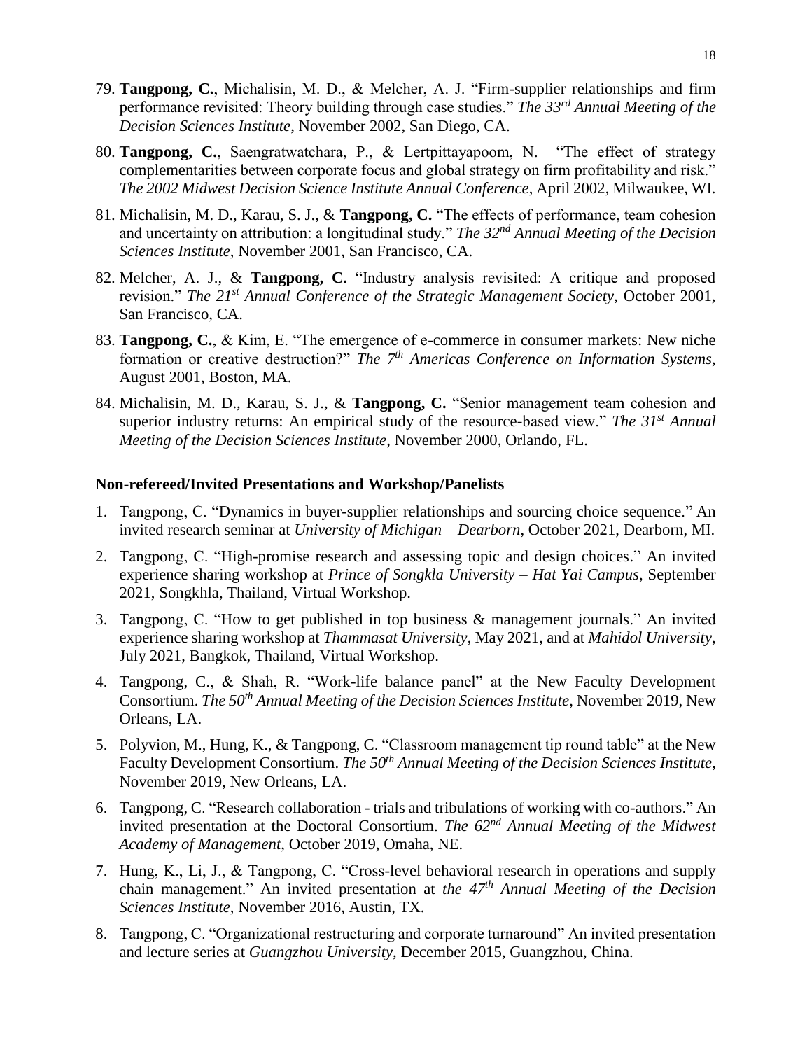79. **Tangpong, C.**, Michalisin, M. D., & Melcher, A. J. “Firm-supplier relationships and firm performance revisited: Theory building through case studies.” *The 33rd Annual Meeting of the Decision Sciences Institute*, November 2002, San Diego, CA.

80. **Tangpong, C.**, Saengratwatchara, P., & Lertpittayapoom, N. “The effect of strategy complementarities between corporate focus and global strategy on firm profitability and risk.” *The 2002 Midwest Decision Science Institute Annual Conference*, April 2002, Milwaukee, WI.

81. Michalisin, M. D., Karau, S. J., & **Tangpong, C.** “The effects of performance, team cohesion and uncertainty on attribution: a longitudinal study.” *The 32nd Annual Meeting of the Decision Sciences Institute*, November 2001, San Francisco, CA.

82. Melcher, A. J., & **Tangpong, C.** “Industry analysis revisited: A critique and proposed revision.” *The 21st Annual Conference of the Strategic Management Society*, October 2001, San Francisco, CA.

83. **Tangpong, C.**, & Kim, E. “The emergence of e-commerce in consumer markets: New niche formation or creative destruction?” *The 7th Americas Conference on Information Systems*, August 2001, Boston, MA.

84. Michalisin, M. D., Karau, S. J., & **Tangpong, C.** “Senior management team cohesion and superior industry returns: An empirical study of the resource-based view.” *The 31st Annual Meeting of the Decision Sciences Institute*, November 2000, Orlando, FL.

**Non-refereed/Invited Presentations and Workshop/Panelists**

1. Tangpong, C. “Dynamics in buyer-supplier relationships and sourcing choice sequence.” An invited research seminar at *University of Michigan – Dearborn*, October 2021, Dearborn, MI.

2. Tangpong, C. “High-promise research and assessing topic and design choices.” An invited experience sharing workshop at *Prince of Songkla University – Hat Yai Campus*, September 2021, Songkhla, Thailand, Virtual Workshop.

3. Tangpong, C. “How to get published in top business & management journals.” An invited experience sharing workshop at *Thammasat University*, May 2021, and at *Mahidol University*, July 2021, Bangkok, Thailand, Virtual Workshop.

4. Tangpong, C., & Shah, R. “Work-life balance panel” at the New Faculty Development Consortium. *The 50th Annual Meeting of the Decision Sciences Institute*, November 2019, New Orleans, LA.

5. Polyvion, M., Hung, K., & Tangpong, C. “Classroom management tip round table” at the New Faculty Development Consortium. *The 50th Annual Meeting of the Decision Sciences Institute*, November 2019, New Orleans, LA.

6. Tangpong, C. “Research collaboration - trials and tribulations of working with co-authors.” An invited presentation at the Doctoral Consortium. *The 62nd Annual Meeting of the Midwest Academy of Management*, October 2019, Omaha, NE.

7. Hung, K., Li, J., & Tangpong, C. “Cross-level behavioral research in operations and supply chain management.” An invited presentation at *the 47th Annual Meeting of the Decision Sciences Institute*, November 2016, Austin, TX.

8. Tangpong, C. “Organizational restructuring and corporate turnaround” An invited presentation and lecture series at *Guangzhou University*, December 2015, Guangzhou, China.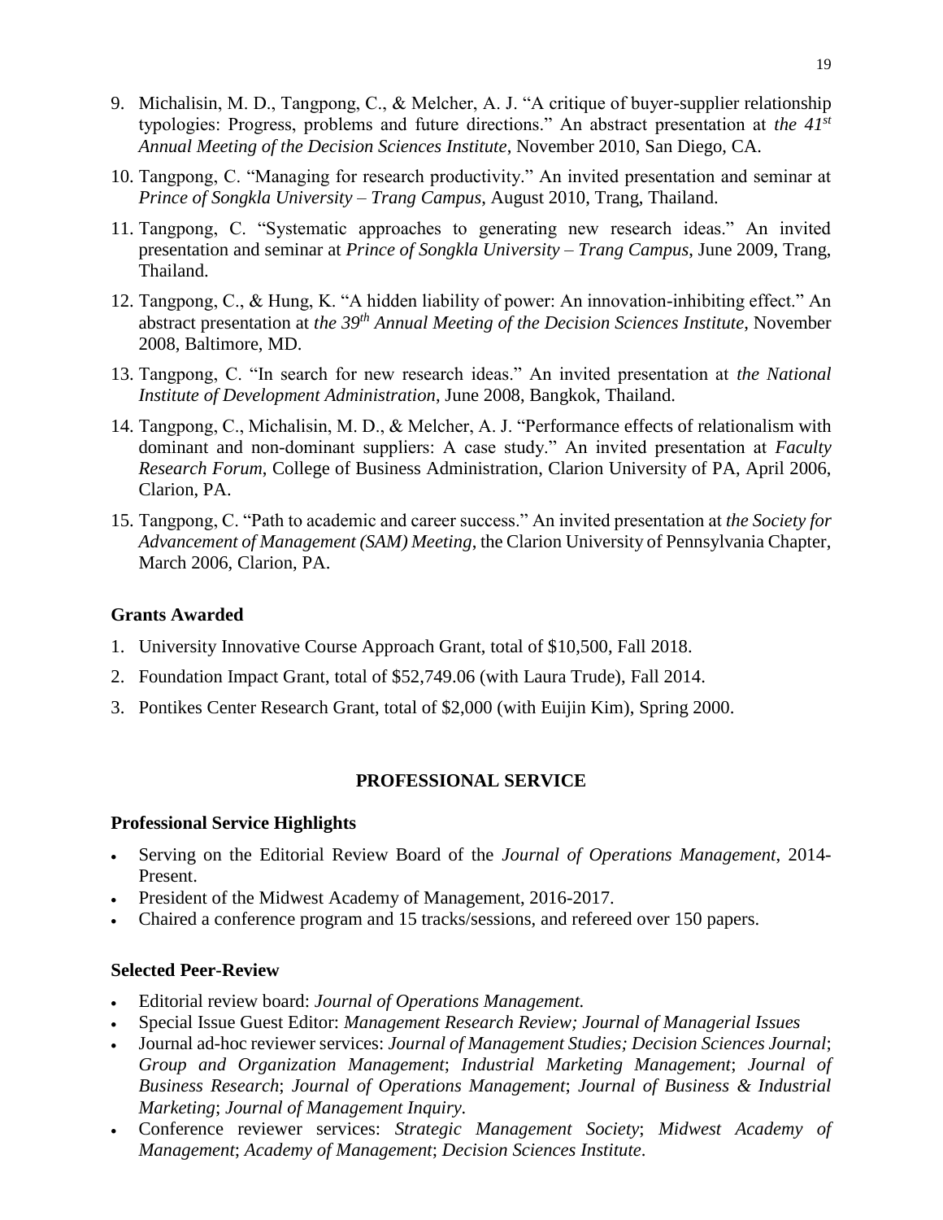9. Michalisin, M. D., Tangpong, C., & Melcher, A. J. "A critique of buyer-supplier relationship typologies: Progress, problems and future directions." An abstract presentation at *the 41st Annual Meeting of the Decision Sciences Institute*, November 2010, San Diego, CA.

10. Tangpong, C. "Managing for research productivity." An invited presentation and seminar at *Prince of Songkla University – Trang Campus*, August 2010, Trang, Thailand.

11. Tangpong, C. "Systematic approaches to generating new research ideas." An invited presentation and seminar at *Prince of Songkla University – Trang Campus*, June 2009, Trang, Thailand.

12. Tangpong, C., & Hung, K. "A hidden liability of power: An innovation-inhibiting effect." An abstract presentation at *the 39th Annual Meeting of the Decision Sciences Institute*, November 2008, Baltimore, MD.

13. Tangpong, C. "In search for new research ideas." An invited presentation at *the National Institute of Development Administration*, June 2008, Bangkok, Thailand.

14. Tangpong, C., Michalisin, M. D., & Melcher, A. J. "Performance effects of relationalism with dominant and non-dominant suppliers: A case study." An invited presentation at *Faculty Research Forum*, College of Business Administration, Clarion University of PA, April 2006, Clarion, PA.

15. Tangpong, C. "Path to academic and career success." An invited presentation at *the Society for Advancement of Management (SAM) Meeting*, the Clarion University of Pennsylvania Chapter, March 2006, Clarion, PA.

### Grants Awarded

1. University Innovative Course Approach Grant, total of $10,500, Fall 2018.
2. Foundation Impact Grant, total of $52,749.06 (with Laura Trude), Fall 2014.
3. Pontikes Center Research Grant, total of $2,000 (with Euijin Kim), Spring 2000.

## PROFESSIONAL SERVICE

### Professional Service Highlights

- Serving on the Editorial Review Board of the *Journal of Operations Management*, 2014-Present.
- President of the Midwest Academy of Management, 2016-2017.
- Chaired a conference program and 15 tracks/sessions, and refereed over 150 papers.

### Selected Peer-Review

- Editorial review board: *Journal of Operations Management.*
- Special Issue Guest Editor: *Management Research Review; Journal of Managerial Issues*
- Journal ad-hoc reviewer services: *Journal of Management Studies; Decision Sciences Journal*; *Group and Organization Management*; *Industrial Marketing Management*; *Journal of Business Research*; *Journal of Operations Management*; *Journal of Business & Industrial Marketing*; *Journal of Management Inquiry*.
- Conference reviewer services: *Strategic Management Society*; *Midwest Academy of Management*; *Academy of Management*; *Decision Sciences Institute*.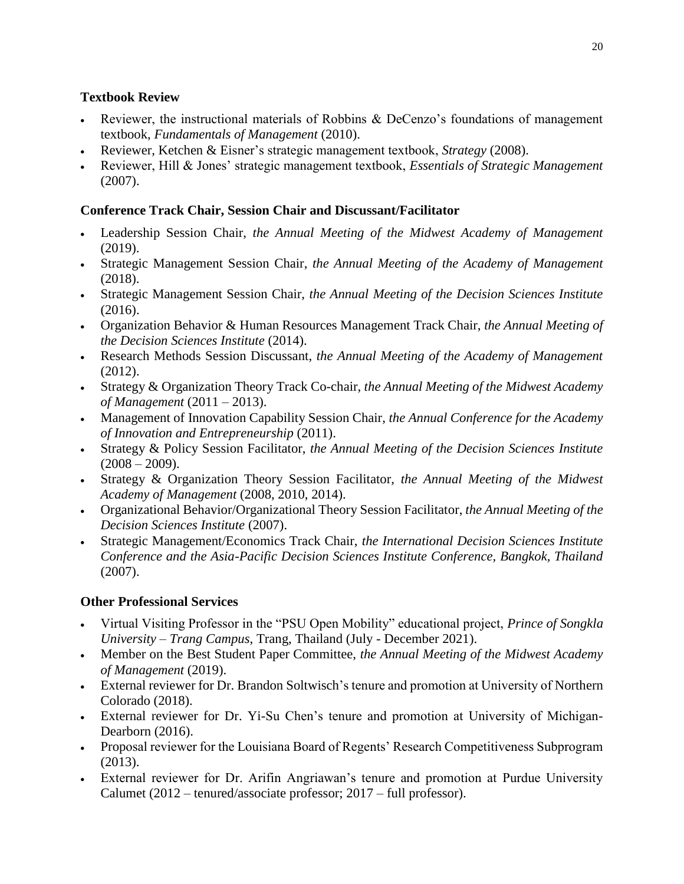### Textbook Review

- Reviewer, the instructional materials of Robbins & DeCenzo's foundations of management textbook, *Fundamentals of Management* (2010).
- Reviewer, Ketchen & Eisner's strategic management textbook, *Strategy* (2008).
- Reviewer, Hill & Jones' strategic management textbook, *Essentials of Strategic Management* (2007).

### Conference Track Chair, Session Chair and Discussant/Facilitator

- Leadership Session Chair, *the Annual Meeting of the Midwest Academy of Management* (2019).
- Strategic Management Session Chair, *the Annual Meeting of the Academy of Management* (2018).
- Strategic Management Session Chair, *the Annual Meeting of the Decision Sciences Institute* (2016).
- Organization Behavior & Human Resources Management Track Chair, *the Annual Meeting of the Decision Sciences Institute* (2014).
- Research Methods Session Discussant, *the Annual Meeting of the Academy of Management* (2012).
- Strategy & Organization Theory Track Co-chair, *the Annual Meeting of the Midwest Academy of Management* (2011 – 2013).
- Management of Innovation Capability Session Chair, *the Annual Conference for the Academy of Innovation and Entrepreneurship* (2011).
- Strategy & Policy Session Facilitator, *the Annual Meeting of the Decision Sciences Institute* (2008 – 2009).
- Strategy & Organization Theory Session Facilitator, *the Annual Meeting of the Midwest Academy of Management* (2008, 2010, 2014).
- Organizational Behavior/Organizational Theory Session Facilitator, *the Annual Meeting of the Decision Sciences Institute* (2007).
- Strategic Management/Economics Track Chair, *the International Decision Sciences Institute Conference and the Asia-Pacific Decision Sciences Institute Conference, Bangkok, Thailand* (2007).

### Other Professional Services

- Virtual Visiting Professor in the "PSU Open Mobility" educational project, *Prince of Songkla University – Trang Campus*, Trang, Thailand (July - December 2021).
- Member on the Best Student Paper Committee, *the Annual Meeting of the Midwest Academy of Management* (2019).
- External reviewer for Dr. Brandon Soltwisch's tenure and promotion at University of Northern Colorado (2018).
- External reviewer for Dr. Yi-Su Chen's tenure and promotion at University of Michigan-Dearborn (2016).
- Proposal reviewer for the Louisiana Board of Regents' Research Competitiveness Subprogram (2013).
- External reviewer for Dr. Arifin Angriawan's tenure and promotion at Purdue University Calumet (2012 – tenured/associate professor; 2017 – full professor).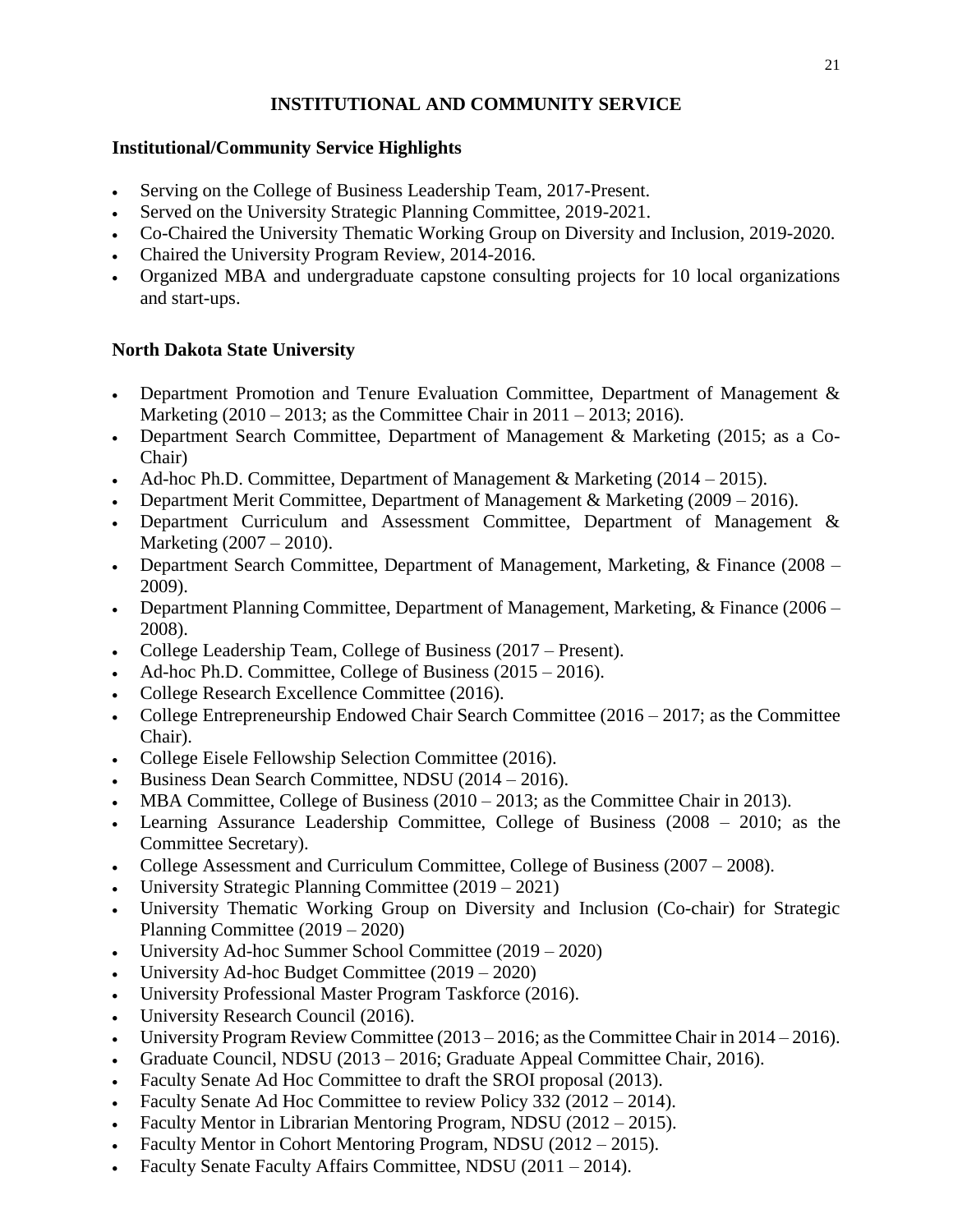# INSTITUTIONAL AND COMMUNITY SERVICE

## Institutional/Community Service Highlights

- Serving on the College of Business Leadership Team, 2017-Present.
- Served on the University Strategic Planning Committee, 2019-2021.
- Co-Chaired the University Thematic Working Group on Diversity and Inclusion, 2019-2020.
- Chaired the University Program Review, 2014-2016.
- Organized MBA and undergraduate capstone consulting projects for 10 local organizations and start-ups.

## North Dakota State University

- Department Promotion and Tenure Evaluation Committee, Department of Management & Marketing (2010 – 2013; as the Committee Chair in 2011 – 2013; 2016).
- Department Search Committee, Department of Management & Marketing (2015; as a Co-Chair)
- Ad-hoc Ph.D. Committee, Department of Management & Marketing (2014 – 2015).
- Department Merit Committee, Department of Management & Marketing (2009 – 2016).
- Department Curriculum and Assessment Committee, Department of Management & Marketing (2007 – 2010).
- Department Search Committee, Department of Management, Marketing, & Finance (2008 – 2009).
- Department Planning Committee, Department of Management, Marketing, & Finance (2006 – 2008).
- College Leadership Team, College of Business (2017 – Present).
- Ad-hoc Ph.D. Committee, College of Business (2015 – 2016).
- College Research Excellence Committee (2016).
- College Entrepreneurship Endowed Chair Search Committee (2016 – 2017; as the Committee Chair).
- College Eisele Fellowship Selection Committee (2016).
- Business Dean Search Committee, NDSU (2014 – 2016).
- MBA Committee, College of Business (2010 – 2013; as the Committee Chair in 2013).
- Learning Assurance Leadership Committee, College of Business (2008 – 2010; as the Committee Secretary).
- College Assessment and Curriculum Committee, College of Business (2007 – 2008).
- University Strategic Planning Committee (2019 – 2021)
- University Thematic Working Group on Diversity and Inclusion (Co-chair) for Strategic Planning Committee (2019 – 2020)
- University Ad-hoc Summer School Committee (2019 – 2020)
- University Ad-hoc Budget Committee (2019 – 2020)
- University Professional Master Program Taskforce (2016).
- University Research Council (2016).
- University Program Review Committee (2013 – 2016; as the Committee Chair in 2014 – 2016).
- Graduate Council, NDSU (2013 – 2016; Graduate Appeal Committee Chair, 2016).
- Faculty Senate Ad Hoc Committee to draft the SROI proposal (2013).
- Faculty Senate Ad Hoc Committee to review Policy 332 (2012 – 2014).
- Faculty Mentor in Librarian Mentoring Program, NDSU (2012 – 2015).
- Faculty Mentor in Cohort Mentoring Program, NDSU (2012 – 2015).
- Faculty Senate Faculty Affairs Committee, NDSU (2011 – 2014).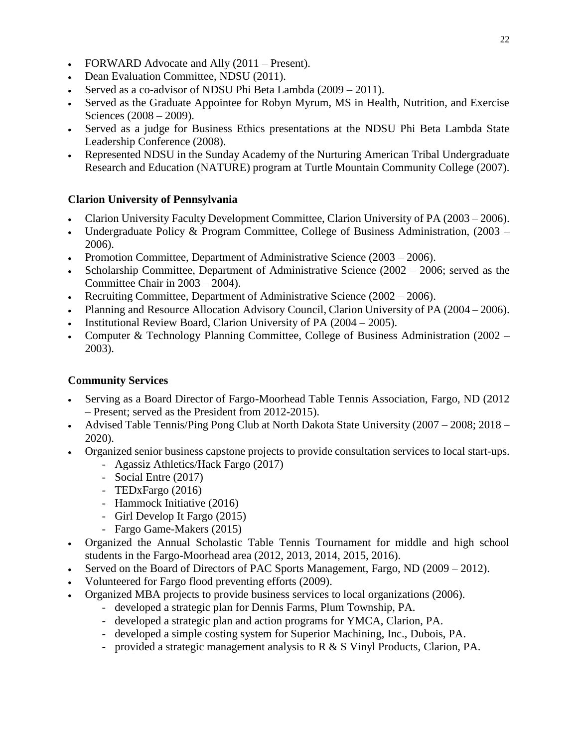- FORWARD Advocate and Ally (2011 – Present).
- Dean Evaluation Committee, NDSU (2011).
- Served as a co-advisor of NDSU Phi Beta Lambda (2009 – 2011).
- Served as the Graduate Appointee for Robyn Myrum, MS in Health, Nutrition, and Exercise Sciences (2008 – 2009).
- Served as a judge for Business Ethics presentations at the NDSU Phi Beta Lambda State Leadership Conference (2008).
- Represented NDSU in the Sunday Academy of the Nurturing American Tribal Undergraduate Research and Education (NATURE) program at Turtle Mountain Community College (2007).

### Clarion University of Pennsylvania

- Clarion University Faculty Development Committee, Clarion University of PA (2003 – 2006).
- Undergraduate Policy & Program Committee, College of Business Administration, (2003 – 2006).
- Promotion Committee, Department of Administrative Science (2003 – 2006).
- Scholarship Committee, Department of Administrative Science (2002 – 2006; served as the Committee Chair in 2003 – 2004).
- Recruiting Committee, Department of Administrative Science (2002 – 2006).
- Planning and Resource Allocation Advisory Council, Clarion University of PA (2004 – 2006).
- Institutional Review Board, Clarion University of PA (2004 – 2005).
- Computer & Technology Planning Committee, College of Business Administration (2002 – 2003).

### Community Services

- Serving as a Board Director of Fargo-Moorhead Table Tennis Association, Fargo, ND (2012 – Present; served as the President from 2012-2015).
- Advised Table Tennis/Ping Pong Club at North Dakota State University (2007 – 2008; 2018 – 2020).
- Organized senior business capstone projects to provide consultation services to local start-ups.
  - Agassiz Athletics/Hack Fargo (2017)
  - Social Entre (2017)
  - TEDxFargo (2016)
  - Hammock Initiative (2016)
  - Girl Develop It Fargo (2015)
  - Fargo Game-Makers (2015)
- Organized the Annual Scholastic Table Tennis Tournament for middle and high school students in the Fargo-Moorhead area (2012, 2013, 2014, 2015, 2016).
- Served on the Board of Directors of PAC Sports Management, Fargo, ND (2009 – 2012).
- Volunteered for Fargo flood preventing efforts (2009).
- Organized MBA projects to provide business services to local organizations (2006).
  - developed a strategic plan for Dennis Farms, Plum Township, PA.
  - developed a strategic plan and action programs for YMCA, Clarion, PA.
  - developed a simple costing system for Superior Machining, Inc., Dubois, PA.
  - provided a strategic management analysis to R & S Vinyl Products, Clarion, PA.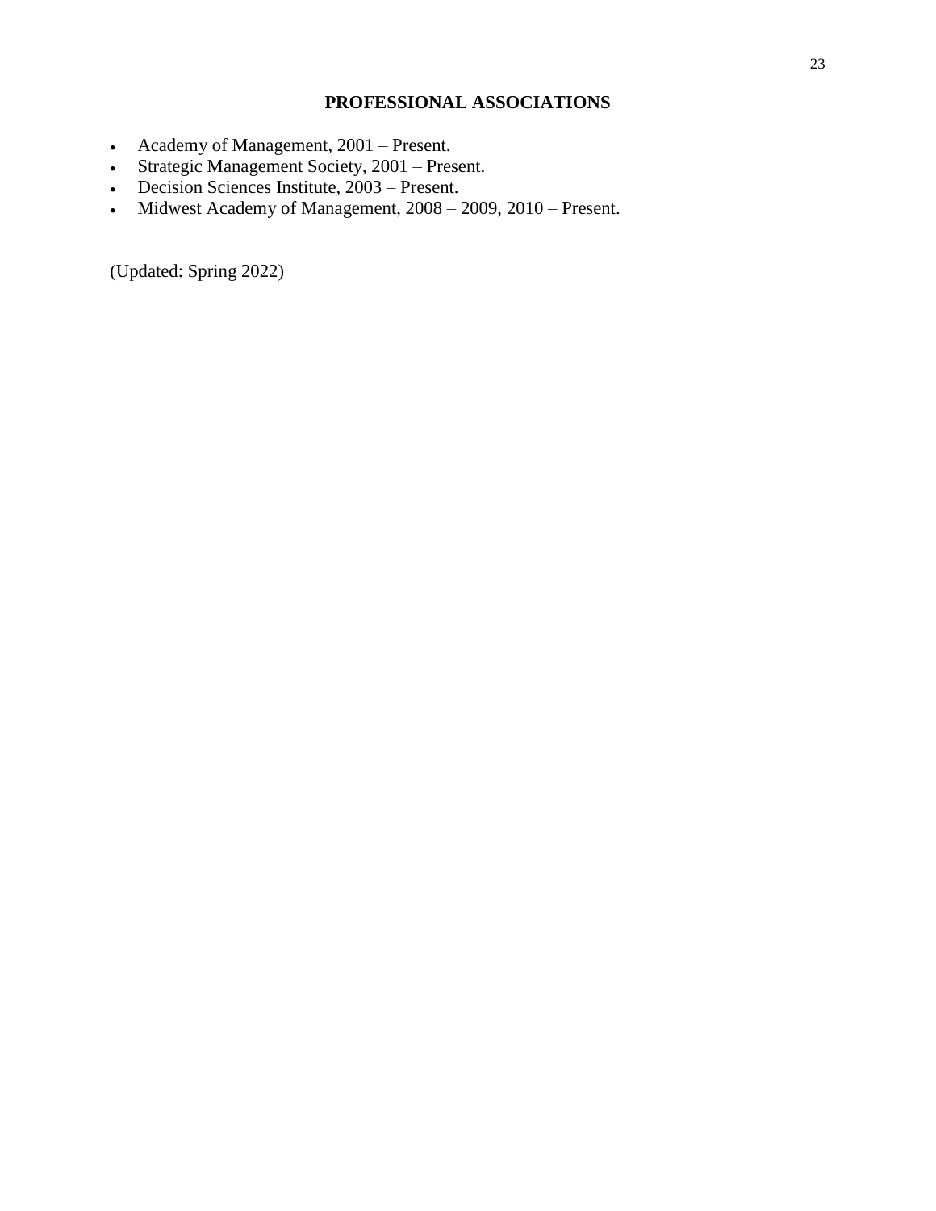## PROFESSIONAL ASSOCIATIONS

- Academy of Management, 2001 – Present.
- Strategic Management Society, 2001 – Present.
- Decision Sciences Institute, 2003 – Present.
- Midwest Academy of Management, 2008 – 2009, 2010 – Present.

(Updated: Spring 2022)